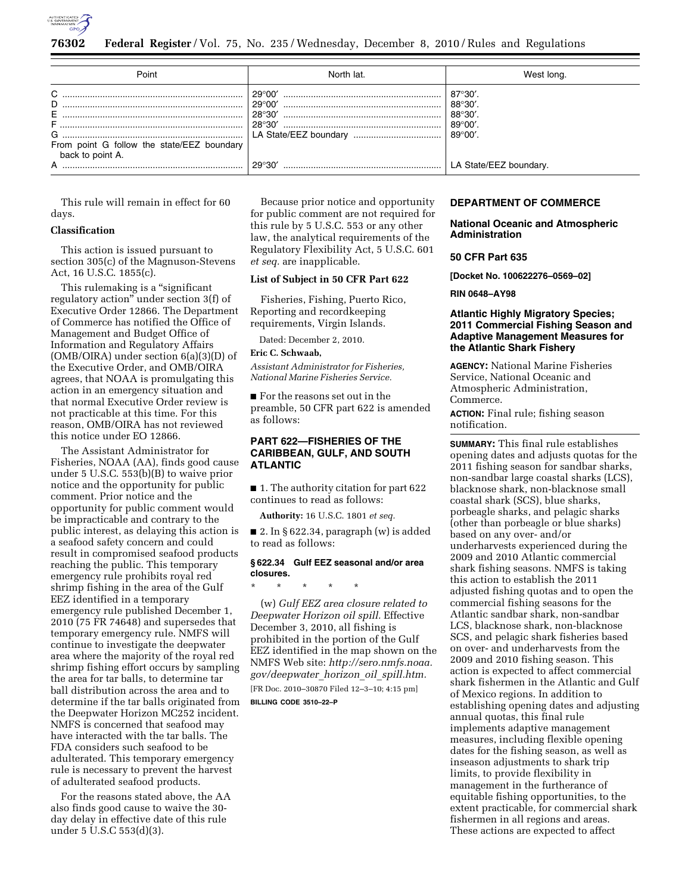| Point | North lat. | West long. |
| --- | --- | --- |
| C | 29°00′ | 87°30′. |
| D | 29°00′ | 88°30′. |
| E | 28°30′ | 88°30′. |
| F | 28°30′ | 89°00′. |
| G | LA State/EEZ boundary | 89°00′. |
| From point G follow the state/EEZ boundary back to point A. | | |
| A | 29°30′ | LA State/EEZ boundary. |

This rule will remain in effect for 60 days.

### Classification

This action is issued pursuant to section 305(c) of the Magnuson-Stevens Act, 16 U.S.C. 1855(c).

This rulemaking is a "significant regulatory action" under section 3(f) of Executive Order 12866. The Department of Commerce has notified the Office of Management and Budget Office of Information and Regulatory Affairs (OMB/OIRA) under section 6(a)(3)(D) of the Executive Order, and OMB/OIRA agrees, that NOAA is promulgating this action in an emergency situation and that normal Executive Order review is not practicable at this time. For this reason, OMB/OIRA has not reviewed this notice under EO 12866.

The Assistant Administrator for Fisheries, NOAA (AA), finds good cause under 5 U.S.C. 553(b)(B) to waive prior notice and the opportunity for public comment. Prior notice and the opportunity for public comment would be impracticable and contrary to the public interest, as delaying this action is a seafood safety concern and could result in compromised seafood products reaching the public. This temporary emergency rule prohibits royal red shrimp fishing in the area of the Gulf EEZ identified in a temporary emergency rule published December 1, 2010 (75 FR 74648) and supersedes that temporary emergency rule. NMFS will continue to investigate the deepwater area where the majority of the royal red shrimp fishing effort occurs by sampling the area for tar balls, to determine tar ball distribution across the area and to determine if the tar balls originated from the Deepwater Horizon MC252 incident. NMFS is concerned that seafood may have interacted with the tar balls. The FDA considers such seafood to be adulterated. This temporary emergency rule is necessary to prevent the harvest of adulterated seafood products.

For the reasons stated above, the AA also finds good cause to waive the 30-day delay in effective date of this rule under 5 U.S.C 553(d)(3).

Because prior notice and opportunity for public comment are not required for this rule by 5 U.S.C. 553 or any other law, the analytical requirements of the Regulatory Flexibility Act, 5 U.S.C. 601 *et seq.* are inapplicable.

### List of Subject in 50 CFR Part 622

Fisheries, Fishing, Puerto Rico, Reporting and recordkeeping requirements, Virgin Islands.

Dated: December 2, 2010.

**Eric C. Schwaab,**

*Assistant Administrator for Fisheries, National Marine Fisheries Service.*

■ For the reasons set out in the preamble, 50 CFR part 622 is amended as follows:

## PART 622—FISHERIES OF THE CARIBBEAN, GULF, AND SOUTH ATLANTIC

■ 1. The authority citation for part 622 continues to read as follows:

**Authority:** 16 U.S.C. 1801 *et seq.*

■ 2. In § 622.34, paragraph (w) is added to read as follows:

### § 622.34 Gulf EEZ seasonal and/or area closures.

\* \* \* \* \*

(w) *Gulf EEZ area closure related to Deepwater Horizon oil spill.* Effective December 3, 2010, all fishing is prohibited in the portion of the Gulf EEZ identified in the map shown on the NMFS Web site: *http://sero.nmfs.noaa.gov/deepwater_horizon_oil_spill.htm.*

[FR Doc. 2010–30870 Filed 12–3–10; 4:15 pm]

**BILLING CODE 3510–22–P**

## DEPARTMENT OF COMMERCE

### National Oceanic and Atmospheric Administration

### 50 CFR Part 635

**[Docket No. 100622276–0569–02]**

**RIN 0648–AY98**

### Atlantic Highly Migratory Species; 2011 Commercial Fishing Season and Adaptive Management Measures for the Atlantic Shark Fishery

**AGENCY:** National Marine Fisheries Service, National Oceanic and Atmospheric Administration, Commerce.

**ACTION:** Final rule; fishing season notification.

**SUMMARY:** This final rule establishes opening dates and adjusts quotas for the 2011 fishing season for sandbar sharks, non-sandbar large coastal sharks (LCS), blacknose shark, non-blacknose small coastal shark (SCS), blue sharks, porbeagle sharks, and pelagic sharks (other than porbeagle or blue sharks) based on any over- and/or underharvests experienced during the 2009 and 2010 Atlantic commercial shark fishing seasons. NMFS is taking this action to establish the 2011 adjusted fishing quotas and to open the commercial fishing seasons for the Atlantic sandbar shark, non-sandbar LCS, blacknose shark, non-blacknose SCS, and pelagic shark fisheries based on over- and underharvests from the 2009 and 2010 fishing season. This action is expected to affect commercial shark fishermen in the Atlantic and Gulf of Mexico regions. In addition to establishing opening dates and adjusting annual quotas, this final rule implements adaptive management measures, including flexible opening dates for the fishing season, as well as inseason adjustments to shark trip limits, to provide flexibility in management in the furtherance of equitable fishing opportunities, to the extent practicable, for commercial shark fishermen in all regions and areas. These actions are expected to affect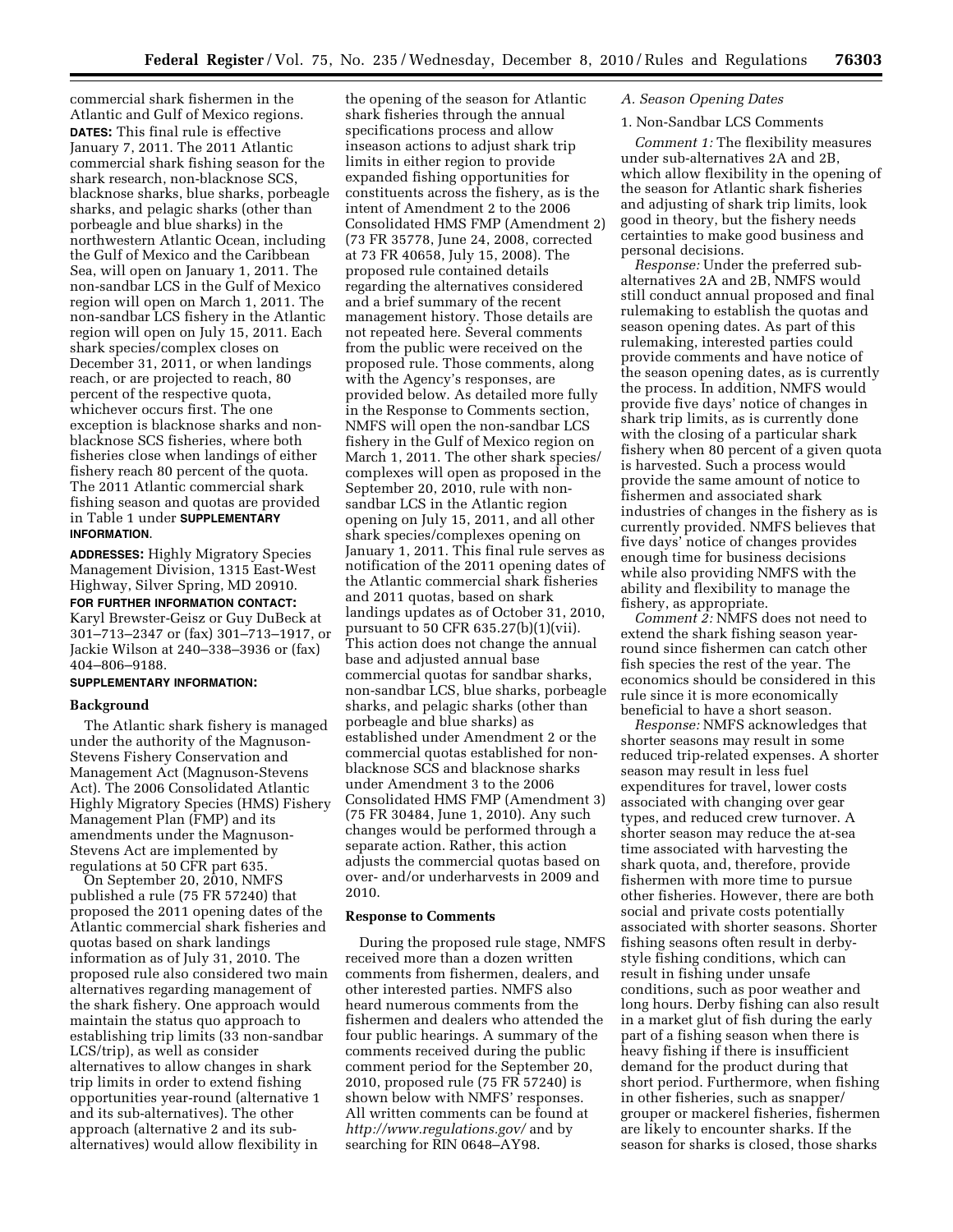commercial shark fishermen in the Atlantic and Gulf of Mexico regions.

**DATES:** This final rule is effective January 7, 2011. The 2011 Atlantic commercial shark fishing season for the shark research, non-blacknose SCS, blacknose sharks, blue sharks, porbeagle sharks, and pelagic sharks (other than porbeagle and blue sharks) in the northwestern Atlantic Ocean, including the Gulf of Mexico and the Caribbean Sea, will open on January 1, 2011. The non-sandbar LCS in the Gulf of Mexico region will open on March 1, 2011. The non-sandbar LCS fishery in the Atlantic region will open on July 15, 2011. Each shark species/complex closes on December 31, 2011, or when landings reach, or are projected to reach, 80 percent of the respective quota, whichever occurs first. The one exception is blacknose sharks and non-blacknose SCS fisheries, where both fisheries close when landings of either fishery reach 80 percent of the quota. The 2011 Atlantic commercial shark fishing season and quotas are provided in Table 1 under **SUPPLEMENTARY INFORMATION**.

**ADDRESSES:** Highly Migratory Species Management Division, 1315 East-West Highway, Silver Spring, MD 20910.

**FOR FURTHER INFORMATION CONTACT:** Karyl Brewster-Geisz or Guy DuBeck at 301–713–2347 or (fax) 301–713–1917, or Jackie Wilson at 240–338–3936 or (fax) 404–806–9188.

**SUPPLEMENTARY INFORMATION:**

## Background

The Atlantic shark fishery is managed under the authority of the Magnuson-Stevens Fishery Conservation and Management Act (Magnuson-Stevens Act). The 2006 Consolidated Atlantic Highly Migratory Species (HMS) Fishery Management Plan (FMP) and its amendments under the Magnuson-Stevens Act are implemented by regulations at 50 CFR part 635.

On September 20, 2010, NMFS published a rule (75 FR 57240) that proposed the 2011 opening dates of the Atlantic commercial shark fisheries and quotas based on shark landings information as of July 31, 2010. The proposed rule also considered two main alternatives regarding management of the shark fishery. One approach would maintain the status quo approach to establishing trip limits (33 non-sandbar LCS/trip), as well as consider alternatives to allow changes in shark trip limits in order to extend fishing opportunities year-round (alternative 1 and its sub-alternatives). The other approach (alternative 2 and its sub-alternatives) would allow flexibility in the opening of the season for Atlantic shark fisheries through the annual specifications process and allow inseason actions to adjust shark trip limits in either region to provide expanded fishing opportunities for constituents across the fishery, as is the intent of Amendment 2 to the 2006 Consolidated HMS FMP (Amendment 2) (73 FR 35778, June 24, 2008, corrected at 73 FR 40658, July 15, 2008). The proposed rule contained details regarding the alternatives considered and a brief summary of the recent management history. Those details are not repeated here. Several comments from the public were received on the proposed rule. Those comments, along with the Agency's responses, are provided below. As detailed more fully in the Response to Comments section, NMFS will open the non-sandbar LCS fishery in the Gulf of Mexico region on March 1, 2011. The other shark species/complexes will open as proposed in the September 20, 2010, rule with non-sandbar LCS in the Atlantic region opening on July 15, 2011, and all other shark species/complexes opening on January 1, 2011. This final rule serves as notification of the 2011 opening dates of the Atlantic commercial shark fisheries and 2011 quotas, based on shark landings updates as of October 31, 2010, pursuant to 50 CFR 635.27(b)(1)(vii). This action does not change the annual base and adjusted annual base commercial quotas for sandbar sharks, non-sandbar LCS, blue sharks, porbeagle sharks, and pelagic sharks (other than porbeagle and blue sharks) as established under Amendment 2 or the commercial quotas established for non-blacknose SCS and blacknose sharks under Amendment 3 to the 2006 Consolidated HMS FMP (Amendment 3) (75 FR 30484, June 1, 2010). Any such changes would be performed through a separate action. Rather, this action adjusts the commercial quotas based on over- and/or underharvests in 2009 and 2010.

## Response to Comments

During the proposed rule stage, NMFS received more than a dozen written comments from fishermen, dealers, and other interested parties. NMFS also heard numerous comments from the fishermen and dealers who attended the four public hearings. A summary of the comments received during the public comment period for the September 20, 2010, proposed rule (75 FR 57240) is shown below with NMFS' responses. All written comments can be found at *http://www.regulations.gov/* and by searching for RIN 0648–AY98.

### *A. Season Opening Dates*

1. Non-Sandbar LCS Comments

*Comment 1:* The flexibility measures under sub-alternatives 2A and 2B, which allow flexibility in the opening of the season for Atlantic shark fisheries and adjusting of shark trip limits, look good in theory, but the fishery needs certainties to make good business and personal decisions.

*Response:* Under the preferred sub-alternatives 2A and 2B, NMFS would still conduct annual proposed and final rulemaking to establish the quotas and season opening dates. As part of this rulemaking, interested parties could provide comments and have notice of the season opening dates, as is currently the process. In addition, NMFS would provide five days' notice of changes in shark trip limits, as is currently done with the closing of a particular shark fishery when 80 percent of a given quota is harvested. Such a process would provide the same amount of notice to fishermen and associated shark industries of changes in the fishery as is currently provided. NMFS believes that five days' notice of changes provides enough time for business decisions while also providing NMFS with the ability and flexibility to manage the fishery, as appropriate.

*Comment 2:* NMFS does not need to extend the shark fishing season year-round since fishermen can catch other fish species the rest of the year. The economics should be considered in this rule since it is more economically beneficial to have a short season.

*Response:* NMFS acknowledges that shorter seasons may result in some reduced trip-related expenses. A shorter season may result in less fuel expenditures for travel, lower costs associated with changing over gear types, and reduced crew turnover. A shorter season may reduce the at-sea time associated with harvesting the shark quota, and, therefore, provide fishermen with more time to pursue other fisheries. However, there are both social and private costs potentially associated with shorter seasons. Shorter fishing seasons often result in derby-style fishing conditions, which can result in fishing under unsafe conditions, such as poor weather and long hours. Derby fishing can also result in a market glut of fish during the early part of a fishing season when there is heavy fishing if there is insufficient demand for the product during that short period. Furthermore, when fishing in other fisheries, such as snapper/grouper or mackerel fisheries, fishermen are likely to encounter sharks. If the season for sharks is closed, those sharks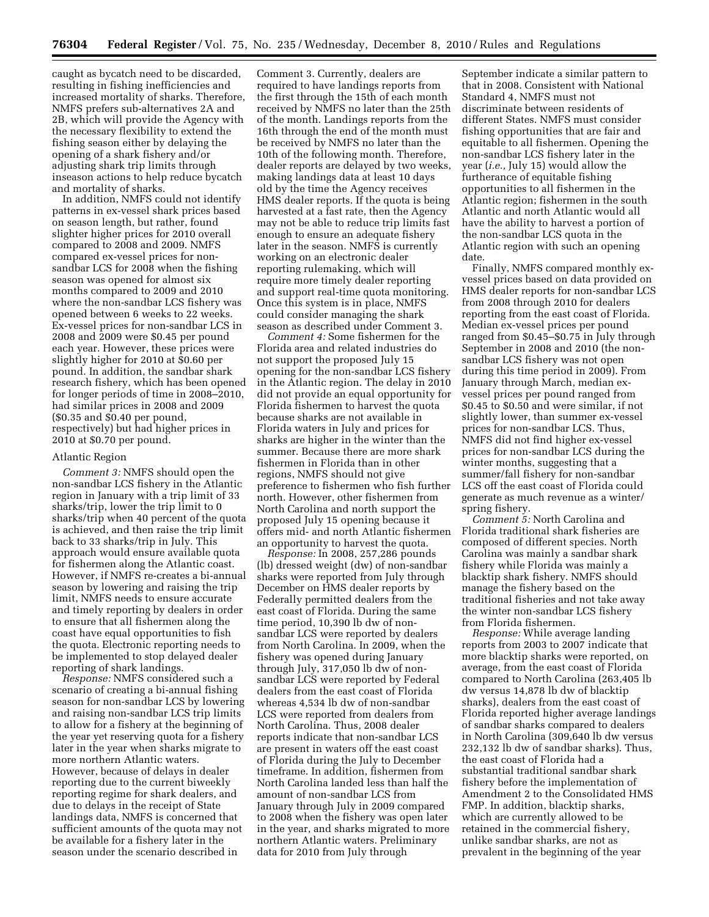caught as bycatch need to be discarded, resulting in fishing inefficiencies and increased mortality of sharks. Therefore, NMFS prefers sub-alternatives 2A and 2B, which will provide the Agency with the necessary flexibility to extend the fishing season either by delaying the opening of a shark fishery and/or adjusting shark trip limits through inseason actions to help reduce bycatch and mortality of sharks.

In addition, NMFS could not identify patterns in ex-vessel shark prices based on season length, but rather, found slighter higher prices for 2010 overall compared to 2008 and 2009. NMFS compared ex-vessel prices for non-sandbar LCS for 2008 when the fishing season was opened for almost six months compared to 2009 and 2010 where the non-sandbar LCS fishery was opened between 6 weeks to 22 weeks. Ex-vessel prices for non-sandbar LCS in 2008 and 2009 were $0.45 per pound each year. However, these prices were slightly higher for 2010 at $0.60 per pound. In addition, the sandbar shark research fishery, which has been opened for longer periods of time in 2008–2010, had similar prices in 2008 and 2009 ($0.35 and $0.40 per pound, respectively) but had higher prices in 2010 at $0.70 per pound.

### Atlantic Region

*Comment 3:* NMFS should open the non-sandbar LCS fishery in the Atlantic region in January with a trip limit of 33 sharks/trip, lower the trip limit to 0 sharks/trip when 40 percent of the quota is achieved, and then raise the trip limit back to 33 sharks/trip in July. This approach would ensure available quota for fishermen along the Atlantic coast. However, if NMFS re-creates a bi-annual season by lowering and raising the trip limit, NMFS needs to ensure accurate and timely reporting by dealers in order to ensure that all fishermen along the coast have equal opportunities to fish the quota. Electronic reporting needs to be implemented to stop delayed dealer reporting of shark landings.

*Response:* NMFS considered such a scenario of creating a bi-annual fishing season for non-sandbar LCS by lowering and raising non-sandbar LCS trip limits to allow for a fishery at the beginning of the year yet reserving quota for a fishery later in the year when sharks migrate to more northern Atlantic waters. However, because of delays in dealer reporting due to the current biweekly reporting regime for shark dealers, and due to delays in the receipt of State landings data, NMFS is concerned that sufficient amounts of the quota may not be available for a fishery later in the season under the scenario described in Comment 3. Currently, dealers are required to have landings reports from the first through the 15th of each month received by NMFS no later than the 25th of the month. Landings reports from the 16th through the end of the month must be received by NMFS no later than the 10th of the following month. Therefore, dealer reports are delayed by two weeks, making landings data at least 10 days old by the time the Agency receives HMS dealer reports. If the quota is being harvested at a fast rate, then the Agency may not be able to reduce trip limits fast enough to ensure an adequate fishery later in the season. NMFS is currently working on an electronic dealer reporting rulemaking, which will require more timely dealer reporting and support real-time quota monitoring. Once this system is in place, NMFS could consider managing the shark season as described under Comment 3.

*Comment 4:* Some fishermen for the Florida area and related industries do not support the proposed July 15 opening for the non-sandbar LCS fishery in the Atlantic region. The delay in 2010 did not provide an equal opportunity for Florida fishermen to harvest the quota because sharks are not available in Florida waters in July and prices for sharks are higher in the winter than the summer. Because there are more shark fishermen in Florida than in other regions, NMFS should not give preference to fishermen who fish further north. However, other fishermen from North Carolina and north support the proposed July 15 opening because it offers mid- and north Atlantic fishermen an opportunity to harvest the quota.

*Response:* In 2008, 257,286 pounds (lb) dressed weight (dw) of non-sandbar sharks were reported from July through December on HMS dealer reports by Federally permitted dealers from the east coast of Florida. During the same time period, 10,390 lb dw of non-sandbar LCS were reported by dealers from North Carolina. In 2009, when the fishery was opened during January through July, 317,050 lb dw of non-sandbar LCS were reported by Federal dealers from the east coast of Florida whereas 4,534 lb dw of non-sandbar LCS were reported from dealers from North Carolina. Thus, 2008 dealer reports indicate that non-sandbar LCS are present in waters off the east coast of Florida during the July to December timeframe. In addition, fishermen from North Carolina landed less than half the amount of non-sandbar LCS from January through July in 2009 compared to 2008 when the fishery was open later in the year, and sharks migrated to more northern Atlantic waters. Preliminary data for 2010 from July through September indicate a similar pattern to that in 2008. Consistent with National Standard 4, NMFS must not discriminate between residents of different States. NMFS must consider fishing opportunities that are fair and equitable to all fishermen. Opening the non-sandbar LCS fishery later in the year (*i.e.,* July 15) would allow the furtherance of equitable fishing opportunities to all fishermen in the Atlantic region; fishermen in the south Atlantic and north Atlantic would all have the ability to harvest a portion of the non-sandbar LCS quota in the Atlantic region with such an opening date.

Finally, NMFS compared monthly ex-vessel prices based on data provided on HMS dealer reports for non-sandbar LCS from 2008 through 2010 for dealers reporting from the east coast of Florida. Median ex-vessel prices per pound ranged from $0.45–$0.75 in July through September in 2008 and 2010 (the non-sandbar LCS fishery was not open during this time period in 2009). From January through March, median ex-vessel prices per pound ranged from $0.45 to $0.50 and were similar, if not slightly lower, than summer ex-vessel prices for non-sandbar LCS. Thus, NMFS did not find higher ex-vessel prices for non-sandbar LCS during the winter months, suggesting that a summer/fall fishery for non-sandbar LCS off the east coast of Florida could generate as much revenue as a winter/spring fishery.

*Comment 5:* North Carolina and Florida traditional shark fisheries are composed of different species. North Carolina was mainly a sandbar shark fishery while Florida was mainly a blacktip shark fishery. NMFS should manage the fishery based on the traditional fisheries and not take away the winter non-sandbar LCS fishery from Florida fishermen.

*Response:* While average landing reports from 2003 to 2007 indicate that more blacktip sharks were reported, on average, from the east coast of Florida compared to North Carolina (263,405 lb dw versus 14,878 lb dw of blacktip sharks), dealers from the east coast of Florida reported higher average landings of sandbar sharks compared to dealers in North Carolina (309,640 lb dw versus 232,132 lb dw of sandbar sharks). Thus, the east coast of Florida had a substantial traditional sandbar shark fishery before the implementation of Amendment 2 to the Consolidated HMS FMP. In addition, blacktip sharks, which are currently allowed to be retained in the commercial fishery, unlike sandbar sharks, are not as prevalent in the beginning of the year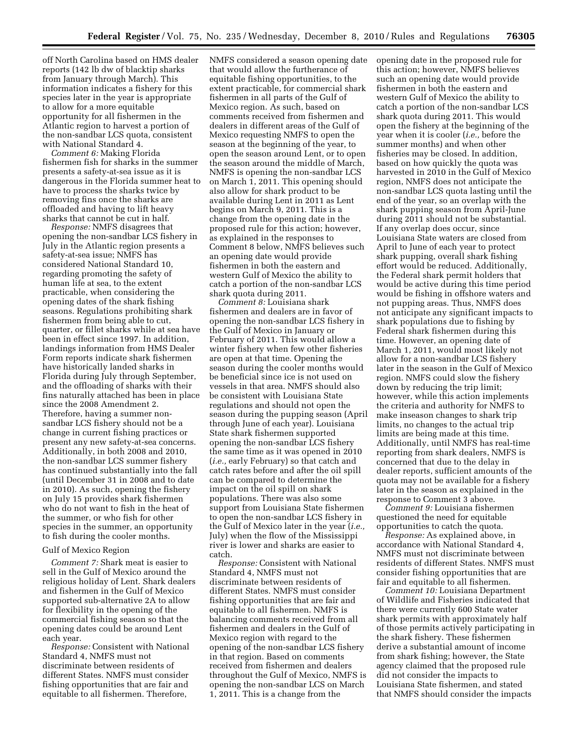off North Carolina based on HMS dealer reports (142 lb dw of blacktip sharks from January through March). This information indicates a fishery for this species later in the year is appropriate to allow for a more equitable opportunity for all fishermen in the Atlantic region to harvest a portion of the non-sandbar LCS quota, consistent with National Standard 4.

*Comment 6:* Making Florida fishermen fish for sharks in the summer presents a safety-at-sea issue as it is dangerous in the Florida summer heat to have to process the sharks twice by removing fins once the sharks are offloaded and having to lift heavy sharks that cannot be cut in half.

*Response:* NMFS disagrees that opening the non-sandbar LCS fishery in July in the Atlantic region presents a safety-at-sea issue; NMFS has considered National Standard 10, regarding promoting the safety of human life at sea, to the extent practicable, when considering the opening dates of the shark fishing seasons. Regulations prohibiting shark fishermen from being able to cut, quarter, or fillet sharks while at sea have been in effect since 1997. In addition, landings information from HMS Dealer Form reports indicate shark fishermen have historically landed sharks in Florida during July through September, and the offloading of sharks with their fins naturally attached has been in place since the 2008 Amendment 2. Therefore, having a summer non-sandbar LCS fishery should not be a change in current fishing practices or present any new safety-at-sea concerns. Additionally, in both 2008 and 2010, the non-sandbar LCS summer fishery has continued substantially into the fall (until December 31 in 2008 and to date in 2010). As such, opening the fishery on July 15 provides shark fishermen who do not want to fish in the heat of the summer, or who fish for other species in the summer, an opportunity to fish during the cooler months.

## Gulf of Mexico Region

*Comment 7:* Shark meat is easier to sell in the Gulf of Mexico around the religious holiday of Lent. Shark dealers and fishermen in the Gulf of Mexico supported sub-alternative 2A to allow for flexibility in the opening of the commercial fishing season so that the opening dates could be around Lent each year.

*Response:* Consistent with National Standard 4, NMFS must not discriminate between residents of different States. NMFS must consider fishing opportunities that are fair and equitable to all fishermen. Therefore, NMFS considered a season opening date that would allow the furtherance of equitable fishing opportunities, to the extent practicable, for commercial shark fishermen in all parts of the Gulf of Mexico region. As such, based on comments received from fishermen and dealers in different areas of the Gulf of Mexico requesting NMFS to open the season at the beginning of the year, to open the season around Lent, or to open the season around the middle of March, NMFS is opening the non-sandbar LCS on March 1, 2011. This opening should also allow for shark product to be available during Lent in 2011 as Lent begins on March 9, 2011. This is a change from the opening date in the proposed rule for this action; however, as explained in the responses to Comment 8 below, NMFS believes such an opening date would provide fishermen in both the eastern and western Gulf of Mexico the ability to catch a portion of the non-sandbar LCS shark quota during 2011.

*Comment 8:* Louisiana shark fishermen and dealers are in favor of opening the non-sandbar LCS fishery in the Gulf of Mexico in January or February of 2011. This would allow a winter fishery when few other fisheries are open at that time. Opening the season during the cooler months would be beneficial since ice is not used on vessels in that area. NMFS should also be consistent with Louisiana State regulations and should not open the season during the pupping season (April through June of each year). Louisiana State shark fishermen supported opening the non-sandbar LCS fishery the same time as it was opened in 2010 (*i.e.,* early February) so that catch and catch rates before and after the oil spill can be compared to determine the impact on the oil spill on shark populations. There was also some support from Louisiana State fishermen to open the non-sandbar LCS fishery in the Gulf of Mexico later in the year (*i.e.,* July) when the flow of the Mississippi river is lower and sharks are easier to catch.

*Response:* Consistent with National Standard 4, NMFS must not discriminate between residents of different States. NMFS must consider fishing opportunities that are fair and equitable to all fishermen. NMFS is balancing comments received from all fishermen and dealers in the Gulf of Mexico region with regard to the opening of the non-sandbar LCS fishery in that region. Based on comments received from fishermen and dealers throughout the Gulf of Mexico, NMFS is opening the non-sandbar LCS on March 1, 2011. This is a change from the opening date in the proposed rule for this action; however, NMFS believes such an opening date would provide fishermen in both the eastern and western Gulf of Mexico the ability to catch a portion of the non-sandbar LCS shark quota during 2011. This would open the fishery at the beginning of the year when it is cooler (*i.e.,* before the summer months) and when other fisheries may be closed. In addition, based on how quickly the quota was harvested in 2010 in the Gulf of Mexico region, NMFS does not anticipate the non-sandbar LCS quota lasting until the end of the year, so an overlap with the shark pupping season from April-June during 2011 should not be substantial. If any overlap does occur, since Louisiana State waters are closed from April to June of each year to protect shark pupping, overall shark fishing effort would be reduced. Additionally, the Federal shark permit holders that would be active during this time period would be fishing in offshore waters and not pupping areas. Thus, NMFS does not anticipate any significant impacts to shark populations due to fishing by Federal shark fishermen during this time. However, an opening date of March 1, 2011, would most likely not allow for a non-sandbar LCS fishery later in the season in the Gulf of Mexico region. NMFS could slow the fishery down by reducing the trip limit; however, while this action implements the criteria and authority for NMFS to make inseason changes to shark trip limits, no changes to the actual trip limits are being made at this time. Additionally, until NMFS has real-time reporting from shark dealers, NMFS is concerned that due to the delay in dealer reports, sufficient amounts of the quota may not be available for a fishery later in the season as explained in the response to Comment 3 above.

*Comment 9:* Louisiana fishermen questioned the need for equitable opportunities to catch the quota.

*Response:* As explained above, in accordance with National Standard 4, NMFS must not discriminate between residents of different States. NMFS must consider fishing opportunities that are fair and equitable to all fishermen.

*Comment 10:* Louisiana Department of Wildlife and Fisheries indicated that there were currently 600 State water shark permits with approximately half of those permits actively participating in the shark fishery. These fishermen derive a substantial amount of income from shark fishing; however, the State agency claimed that the proposed rule did not consider the impacts to Louisiana State fishermen, and stated that NMFS should consider the impacts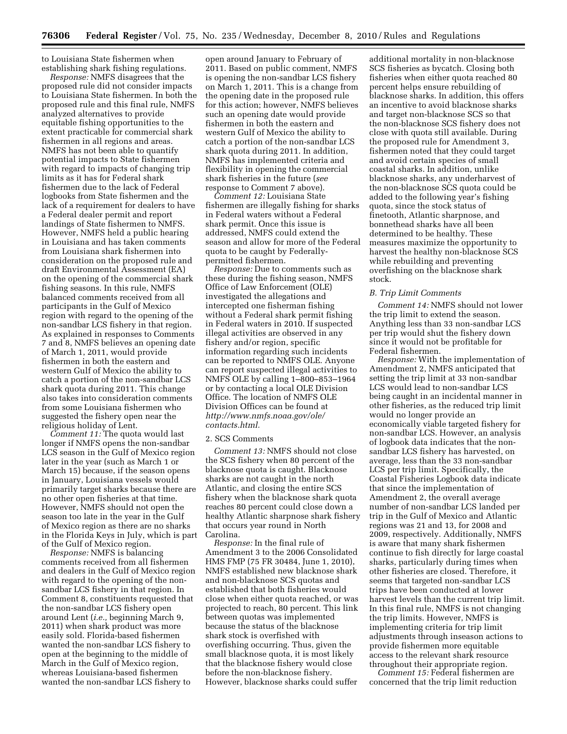to Louisiana State fishermen when establishing shark fishing regulations.

*Response:* NMFS disagrees that the proposed rule did not consider impacts to Louisiana State fishermen. In both the proposed rule and this final rule, NMFS analyzed alternatives to provide equitable fishing opportunities to the extent practicable for commercial shark fishermen in all regions and areas. NMFS has not been able to quantify potential impacts to State fishermen with regard to impacts of changing trip limits as it has for Federal shark fishermen due to the lack of Federal logbooks from State fishermen and the lack of a requirement for dealers to have a Federal dealer permit and report landings of State fishermen to NMFS. However, NMFS held a public hearing in Louisiana and has taken comments from Louisiana shark fishermen into consideration on the proposed rule and draft Environmental Assessment (EA) on the opening of the commercial shark fishing seasons. In this rule, NMFS balanced comments received from all participants in the Gulf of Mexico region with regard to the opening of the non-sandbar LCS fishery in that region. As explained in responses to Comments 7 and 8, NMFS believes an opening date of March 1, 2011, would provide fishermen in both the eastern and western Gulf of Mexico the ability to catch a portion of the non-sandbar LCS shark quota during 2011. This change also takes into consideration comments from some Louisiana fishermen who suggested the fishery open near the religious holiday of Lent.

*Comment 11:* The quota would last longer if NMFS opens the non-sandbar LCS season in the Gulf of Mexico region later in the year (such as March 1 or March 15) because, if the season opens in January, Louisiana vessels would primarily target sharks because there are no other open fisheries at that time. However, NMFS should not open the season too late in the year in the Gulf of Mexico region as there are no sharks in the Florida Keys in July, which is part of the Gulf of Mexico region.

*Response:* NMFS is balancing comments received from all fishermen and dealers in the Gulf of Mexico region with regard to the opening of the non-sandbar LCS fishery in that region. In Comment 8, constituents requested that the non-sandbar LCS fishery open around Lent (*i.e.,* beginning March 9, 2011) when shark product was more easily sold. Florida-based fishermen wanted the non-sandbar LCS fishery to open at the beginning to the middle of March in the Gulf of Mexico region, whereas Louisiana-based fishermen wanted the non-sandbar LCS fishery to open around January to February of 2011. Based on public comment, NMFS is opening the non-sandbar LCS fishery on March 1, 2011. This is a change from the opening date in the proposed rule for this action; however, NMFS believes such an opening date would provide fishermen in both the eastern and western Gulf of Mexico the ability to catch a portion of the non-sandbar LCS shark quota during 2011. In addition, NMFS has implemented criteria and flexibility in opening the commercial shark fisheries in the future (*see* response to Comment 7 above).

*Comment 12:* Louisiana State fishermen are illegally fishing for sharks in Federal waters without a Federal shark permit. Once this issue is addressed, NMFS could extend the season and allow for more of the Federal quota to be caught by Federally-permitted fishermen.

*Response:* Due to comments such as these during the fishing season, NMFS Office of Law Enforcement (OLE) investigated the allegations and intercepted one fisherman fishing without a Federal shark permit fishing in Federal waters in 2010. If suspected illegal activities are observed in any fishery and/or region, specific information regarding such incidents can be reported to NMFS OLE. Anyone can report suspected illegal activities to NMFS OLE by calling 1–800–853–1964 or by contacting a local OLE Division Office. The location of NMFS OLE Division Offices can be found at *http://www.nmfs.noaa.gov/ole/contacts.html.*

#### 2. SCS Comments

*Comment 13:* NMFS should not close the SCS fishery when 80 percent of the blacknose quota is caught. Blacknose sharks are not caught in the north Atlantic, and closing the entire SCS fishery when the blacknose shark quota reaches 80 percent could close down a healthy Atlantic sharpnose shark fishery that occurs year round in North Carolina.

*Response:* In the final rule of Amendment 3 to the 2006 Consolidated HMS FMP (75 FR 30484, June 1, 2010), NMFS established new blacknose shark and non-blacknose SCS quotas and established that both fisheries would close when either quota reached, or was projected to reach, 80 percent. This link between quotas was implemented because the status of the blacknose shark stock is overfished with overfishing occurring. Thus, given the small blacknose quota, it is most likely that the blacknose fishery would close before the non-blacknose fishery. However, blacknose sharks could suffer additional mortality in non-blacknose SCS fisheries as bycatch. Closing both fisheries when either quota reached 80 percent helps ensure rebuilding of blacknose sharks. In addition, this offers an incentive to avoid blacknose sharks and target non-blacknose SCS so that the non-blacknose SCS fishery does not close with quota still available. During the proposed rule for Amendment 3, fishermen noted that they could target and avoid certain species of small coastal sharks. In addition, unlike blacknose sharks, any underharvest of the non-blacknose SCS quota could be added to the following year's fishing quota, since the stock status of finetooth, Atlantic sharpnose, and bonnethead sharks have all been determined to be healthy. These measures maximize the opportunity to harvest the healthy non-blacknose SCS while rebuilding and preventing overfishing on the blacknose shark stock.

### B. Trip Limit Comments

*Comment 14:* NMFS should not lower the trip limit to extend the season. Anything less than 33 non-sandbar LCS per trip would shut the fishery down since it would not be profitable for Federal fishermen.

*Response:* With the implementation of Amendment 2, NMFS anticipated that setting the trip limit at 33 non-sandbar LCS would lead to non-sandbar LCS being caught in an incidental manner in other fisheries, as the reduced trip limit would no longer provide an economically viable targeted fishery for non-sandbar LCS. However, an analysis of logbook data indicates that the non-sandbar LCS fishery has harvested, on average, less than the 33 non-sandbar LCS per trip limit. Specifically, the Coastal Fisheries Logbook data indicate that since the implementation of Amendment 2, the overall average number of non-sandbar LCS landed per trip in the Gulf of Mexico and Atlantic regions was 21 and 13, for 2008 and 2009, respectively. Additionally, NMFS is aware that many shark fishermen continue to fish directly for large coastal sharks, particularly during times when other fisheries are closed. Therefore, it seems that targeted non-sandbar LCS trips have been conducted at lower harvest levels than the current trip limit. In this final rule, NMFS is not changing the trip limits. However, NMFS is implementing criteria for trip limit adjustments through inseason actions to provide fishermen more equitable access to the relevant shark resource throughout their appropriate region.

*Comment 15:* Federal fishermen are concerned that the trip limit reduction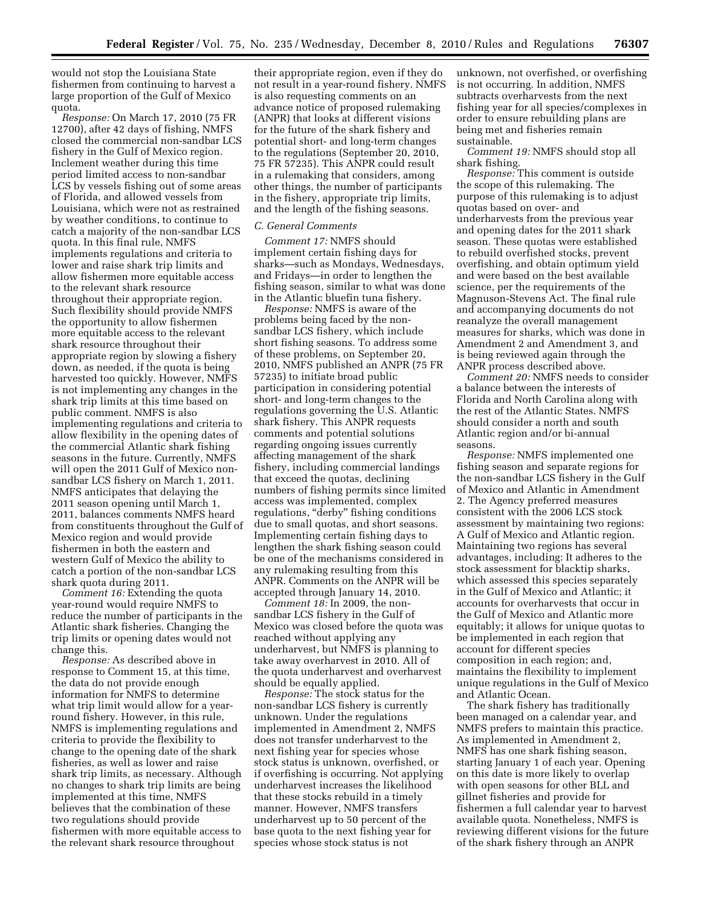would not stop the Louisiana State fishermen from continuing to harvest a large proportion of the Gulf of Mexico quota.

*Response:* On March 17, 2010 (75 FR 12700), after 42 days of fishing, NMFS closed the commercial non-sandbar LCS fishery in the Gulf of Mexico region. Inclement weather during this time period limited access to non-sandbar LCS by vessels fishing out of some areas of Florida, and allowed vessels from Louisiana, which were not as restrained by weather conditions, to continue to catch a majority of the non-sandbar LCS quota. In this final rule, NMFS implements regulations and criteria to lower and raise shark trip limits and allow fishermen more equitable access to the relevant shark resource throughout their appropriate region. Such flexibility should provide NMFS the opportunity to allow fishermen more equitable access to the relevant shark resource throughout their appropriate region by slowing a fishery down, as needed, if the quota is being harvested too quickly. However, NMFS is not implementing any changes in the shark trip limits at this time based on public comment. NMFS is also implementing regulations and criteria to allow flexibility in the opening dates of the commercial Atlantic shark fishing seasons in the future. Currently, NMFS will open the 2011 Gulf of Mexico non-sandbar LCS fishery on March 1, 2011. NMFS anticipates that delaying the 2011 season opening until March 1, 2011, balances comments NMFS heard from constituents throughout the Gulf of Mexico region and would provide fishermen in both the eastern and western Gulf of Mexico the ability to catch a portion of the non-sandbar LCS shark quota during 2011.

*Comment 16:* Extending the quota year-round would require NMFS to reduce the number of participants in the Atlantic shark fisheries. Changing the trip limits or opening dates would not change this.

*Response:* As described above in response to Comment 15, at this time, the data do not provide enough information for NMFS to determine what trip limit would allow for a year-round fishery. However, in this rule, NMFS is implementing regulations and criteria to provide the flexibility to change to the opening date of the shark fisheries, as well as lower and raise shark trip limits, as necessary. Although no changes to shark trip limits are being implemented at this time, NMFS believes that the combination of these two regulations should provide fishermen with more equitable access to the relevant shark resource throughout their appropriate region, even if they do not result in a year-round fishery. NMFS is also requesting comments on an advance notice of proposed rulemaking (ANPR) that looks at different visions for the future of the shark fishery and potential short- and long-term changes to the regulations (September 20, 2010, 75 FR 57235). This ANPR could result in a rulemaking that considers, among other things, the number of participants in the fishery, appropriate trip limits, and the length of the fishing seasons.

### *C. General Comments*

*Comment 17:* NMFS should implement certain fishing days for sharks—such as Mondays, Wednesdays, and Fridays—in order to lengthen the fishing season, similar to what was done in the Atlantic bluefin tuna fishery.

*Response:* NMFS is aware of the problems being faced by the non-sandbar LCS fishery, which include short fishing seasons. To address some of these problems, on September 20, 2010, NMFS published an ANPR (75 FR 57235) to initiate broad public participation in considering potential short- and long-term changes to the regulations governing the U.S. Atlantic shark fishery. This ANPR requests comments and potential solutions regarding ongoing issues currently affecting management of the shark fishery, including commercial landings that exceed the quotas, declining numbers of fishing permits since limited access was implemented, complex regulations, "derby" fishing conditions due to small quotas, and short seasons. Implementing certain fishing days to lengthen the shark fishing season could be one of the mechanisms considered in any rulemaking resulting from this ANPR. Comments on the ANPR will be accepted through January 14, 2010.

*Comment 18:* In 2009, the non-sandbar LCS fishery in the Gulf of Mexico was closed before the quota was reached without applying any underharvest, but NMFS is planning to take away overharvest in 2010. All of the quota underharvest and overharvest should be equally applied.

*Response:* The stock status for the non-sandbar LCS fishery is currently unknown. Under the regulations implemented in Amendment 2, NMFS does not transfer underharvest to the next fishing year for species whose stock status is unknown, overfished, or if overfishing is occurring. Not applying underharvest increases the likelihood that these stocks rebuild in a timely manner. However, NMFS transfers underharvest up to 50 percent of the base quota to the next fishing year for species whose stock status is not unknown, not overfished, or overfishing is not occurring. In addition, NMFS subtracts overharvests from the next fishing year for all species/complexes in order to ensure rebuilding plans are being met and fisheries remain sustainable.

*Comment 19:* NMFS should stop all shark fishing.

*Response:* This comment is outside the scope of this rulemaking. The purpose of this rulemaking is to adjust quotas based on over- and underharvests from the previous year and opening dates for the 2011 shark season. These quotas were established to rebuild overfished stocks, prevent overfishing, and obtain optimum yield and were based on the best available science, per the requirements of the Magnuson-Stevens Act. The final rule and accompanying documents do not reanalyze the overall management measures for sharks, which was done in Amendment 2 and Amendment 3, and is being reviewed again through the ANPR process described above.

*Comment 20:* NMFS needs to consider a balance between the interests of Florida and North Carolina along with the rest of the Atlantic States. NMFS should consider a north and south Atlantic region and/or bi-annual seasons.

*Response:* NMFS implemented one fishing season and separate regions for the non-sandbar LCS fishery in the Gulf of Mexico and Atlantic in Amendment 2. The Agency preferred measures consistent with the 2006 LCS stock assessment by maintaining two regions: A Gulf of Mexico and Atlantic region. Maintaining two regions has several advantages, including: It adheres to the stock assessment for blacktip sharks, which assessed this species separately in the Gulf of Mexico and Atlantic; it accounts for overharvests that occur in the Gulf of Mexico and Atlantic more equitably; it allows for unique quotas to be implemented in each region that account for different species composition in each region; and, maintains the flexibility to implement unique regulations in the Gulf of Mexico and Atlantic Ocean.

The shark fishery has traditionally been managed on a calendar year, and NMFS prefers to maintain this practice. As implemented in Amendment 2, NMFS has one shark fishing season, starting January 1 of each year. Opening on this date is more likely to overlap with open seasons for other BLL and gillnet fisheries and provide for fishermen a full calendar year to harvest available quota. Nonetheless, NMFS is reviewing different visions for the future of the shark fishery through an ANPR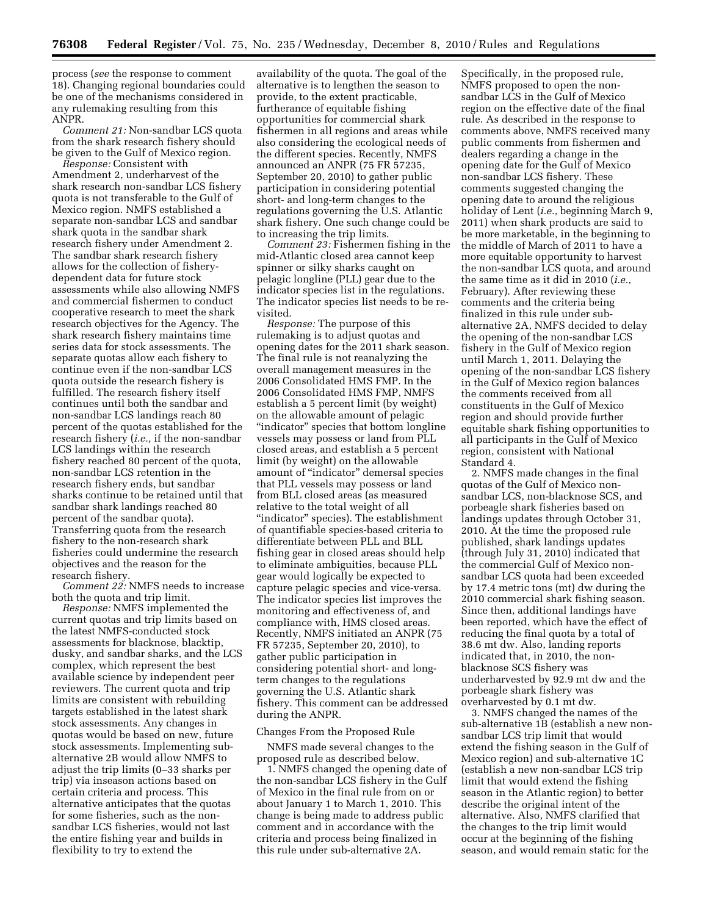process (*see* the response to comment 18). Changing regional boundaries could be one of the mechanisms considered in any rulemaking resulting from this ANPR.

*Comment 21:* Non-sandbar LCS quota from the shark research fishery should be given to the Gulf of Mexico region.

*Response:* Consistent with Amendment 2, underharvest of the shark research non-sandbar LCS fishery quota is not transferable to the Gulf of Mexico region. NMFS established a separate non-sandbar LCS and sandbar shark quota in the sandbar shark research fishery under Amendment 2. The sandbar shark research fishery allows for the collection of fishery-dependent data for future stock assessments while also allowing NMFS and commercial fishermen to conduct cooperative research to meet the shark research objectives for the Agency. The shark research fishery maintains time series data for stock assessments. The separate quotas allow each fishery to continue even if the non-sandbar LCS quota outside the research fishery is fulfilled. The research fishery itself continues until both the sandbar and non-sandbar LCS landings reach 80 percent of the quotas established for the research fishery (*i.e.,* if the non-sandbar LCS landings within the research fishery reached 80 percent of the quota, non-sandbar LCS retention in the research fishery ends, but sandbar sharks continue to be retained until that sandbar shark landings reached 80 percent of the sandbar quota). Transferring quota from the research fishery to the non-research shark fisheries could undermine the research objectives and the reason for the research fishery.

*Comment 22:* NMFS needs to increase both the quota and trip limit.

*Response:* NMFS implemented the current quotas and trip limits based on the latest NMFS-conducted stock assessments for blacknose, blacktip, dusky, and sandbar sharks, and the LCS complex, which represent the best available science by independent peer reviewers. The current quota and trip limits are consistent with rebuilding targets established in the latest shark stock assessments. Any changes in quotas would be based on new, future stock assessments. Implementing sub-alternative 2B would allow NMFS to adjust the trip limits (0–33 sharks per trip) via inseason actions based on certain criteria and process. This alternative anticipates that the quotas for some fisheries, such as the non-sandbar LCS fisheries, would not last the entire fishing year and builds in flexibility to try to extend the availability of the quota. The goal of the alternative is to lengthen the season to provide, to the extent practicable, furtherance of equitable fishing opportunities for commercial shark fishermen in all regions and areas while also considering the ecological needs of the different species. Recently, NMFS announced an ANPR (75 FR 57235, September 20, 2010) to gather public participation in considering potential short- and long-term changes to the regulations governing the U.S. Atlantic shark fishery. One such change could be to increasing the trip limits.

*Comment 23:* Fishermen fishing in the mid-Atlantic closed area cannot keep spinner or silky sharks caught on pelagic longline (PLL) gear due to the indicator species list in the regulations. The indicator species list needs to be re-visited.

*Response:* The purpose of this rulemaking is to adjust quotas and opening dates for the 2011 shark season. The final rule is not reanalyzing the overall management measures in the 2006 Consolidated HMS FMP. In the 2006 Consolidated HMS FMP, NMFS establish a 5 percent limit (by weight) on the allowable amount of pelagic "indicator" species that bottom longline vessels may possess or land from PLL closed areas, and establish a 5 percent limit (by weight) on the allowable amount of "indicator" demersal species that PLL vessels may possess or land from BLL closed areas (as measured relative to the total weight of all "indicator" species). The establishment of quantifiable species-based criteria to differentiate between PLL and BLL fishing gear in closed areas should help to eliminate ambiguities, because PLL gear would logically be expected to capture pelagic species and vice-versa. The indicator species list improves the monitoring and effectiveness of, and compliance with, HMS closed areas. Recently, NMFS initiated an ANPR (75 FR 57235, September 20, 2010), to gather public participation in considering potential short- and long-term changes to the regulations governing the U.S. Atlantic shark fishery. This comment can be addressed during the ANPR.

Changes From the Proposed Rule

NMFS made several changes to the proposed rule as described below.

1. NMFS changed the opening date of the non-sandbar LCS fishery in the Gulf of Mexico in the final rule from on or about January 1 to March 1, 2010. This change is being made to address public comment and in accordance with the criteria and process being finalized in this rule under sub-alternative 2A. Specifically, in the proposed rule, NMFS proposed to open the non-sandbar LCS in the Gulf of Mexico region on the effective date of the final rule. As described in the response to comments above, NMFS received many public comments from fishermen and dealers regarding a change in the opening date for the Gulf of Mexico non-sandbar LCS fishery. These comments suggested changing the opening date to around the religious holiday of Lent (*i.e.,* beginning March 9, 2011) when shark products are said to be more marketable, in the beginning to the middle of March of 2011 to have a more equitable opportunity to harvest the non-sandbar LCS quota, and around the same time as it did in 2010 (*i.e.,* February). After reviewing these comments and the criteria being finalized in this rule under sub-alternative 2A, NMFS decided to delay the opening of the non-sandbar LCS fishery in the Gulf of Mexico region until March 1, 2011. Delaying the opening of the non-sandbar LCS fishery in the Gulf of Mexico region balances the comments received from all constituents in the Gulf of Mexico region and should provide further equitable shark fishing opportunities to all participants in the Gulf of Mexico region, consistent with National Standard 4.

2. NMFS made changes in the final quotas of the Gulf of Mexico non-sandbar LCS, non-blacknose SCS, and porbeagle shark fisheries based on landings updates through October 31, 2010. At the time the proposed rule published, shark landings updates (through July 31, 2010) indicated that the commercial Gulf of Mexico non-sandbar LCS quota had been exceeded by 17.4 metric tons (mt) dw during the 2010 commercial shark fishing season. Since then, additional landings have been reported, which have the effect of reducing the final quota by a total of 38.6 mt dw. Also, landing reports indicated that, in 2010, the non-blacknose SCS fishery was underharvested by 92.9 mt dw and the porbeagle shark fishery was overharvested by 0.1 mt dw.

3. NMFS changed the names of the sub-alternative 1B (establish a new non-sandbar LCS trip limit that would extend the fishing season in the Gulf of Mexico region) and sub-alternative 1C (establish a new non-sandbar LCS trip limit that would extend the fishing season in the Atlantic region) to better describe the original intent of the alternative. Also, NMFS clarified that the changes to the trip limit would occur at the beginning of the fishing season, and would remain static for the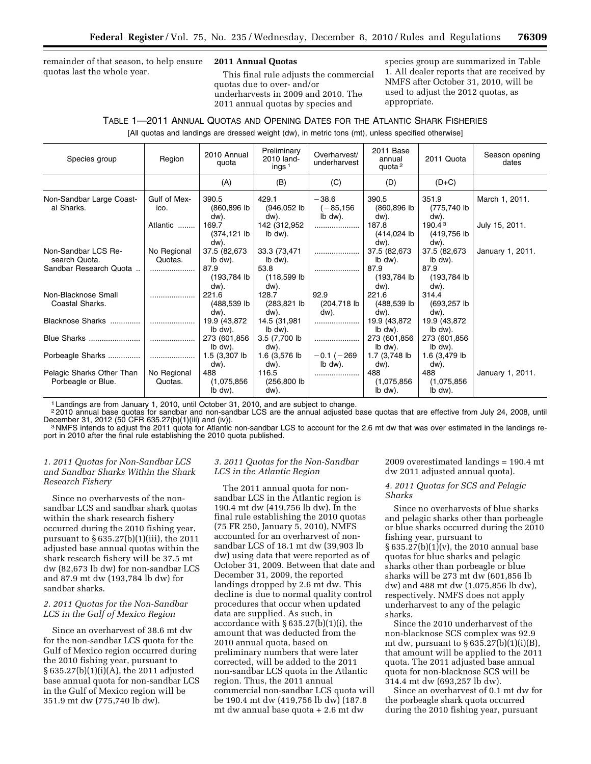remainder of that season, to help ensure quotas last the whole year.

## 2011 Annual Quotas

This final rule adjusts the commercial quotas due to over- and/or underharvests in 2009 and 2010. The 2011 annual quotas by species and species group are summarized in Table 1. All dealer reports that are received by NMFS after October 31, 2010, will be used to adjust the 2012 quotas, as appropriate.

TABLE 1—2011 ANNUAL QUOTAS AND OPENING DATES FOR THE ATLANTIC SHARK FISHERIES

[All quotas and landings are dressed weight (dw), in metric tons (mt), unless specified otherwise]

| Species group | Region | 2010 Annual quota | Preliminary 2010 landings [1] | Overharvest/underharvest | 2011 Base annual quota [2] | 2011 Quota | Season opening dates |
|---|---|---|---|---|---|---|---|
| | | (A) | (B) | (C) | (D) | (D+C) | |
| Non-Sandbar Large Coastal Sharks. | Gulf of Mexico. | 390.5 (860,896 lb dw). | 429.1 (946,052 lb dw). | −38.6 (−85,156 lb dw). | 390.5 (860,896 lb dw). | 351.9 (775,740 lb dw). | March 1, 2011. |
| | Atlantic | 169.7 (374,121 lb dw). | 142 (312,952 lb dw). | | 187.8 (414,024 lb dw). | 190.4 [3] (419,756 lb dw). | July 15, 2011. |
| Non-Sandbar LCS Research Quota. | No Regional Quotas. | 37.5 (82,673 lb dw). | 33.3 (73,471 lb dw). | | 37.5 (82,673 lb dw). | 37.5 (82,673 lb dw). | January 1, 2011. |
| Sandbar Research Quota | | 87.9 (193,784 lb dw). | 53.8 (118,599 lb dw). | | 87.9 (193,784 lb dw). | 87.9 (193,784 lb dw). | |
| Non-Blacknose Small Coastal Sharks. | | 221.6 (488,539 lb dw). | 128.7 (283,821 lb dw). | 92.9 (204,718 lb dw). | 221.6 (488,539 lb dw). | 314.4 (693,257 lb dw). | |
| Blacknose Sharks | | 19.9 (43,872 lb dw). | 14.5 (31,981 lb dw). | | 19.9 (43,872 lb dw). | 19.9 (43,872 lb dw). | |
| Blue Sharks | | 273 (601,856 lb dw). | 3.5 (7,700 lb dw). | | 273 (601,856 lb dw). | 273 (601,856 lb dw). | |
| Porbeagle Sharks | | 1.5 (3,307 lb dw). | 1.6 (3,576 lb dw). | −0.1 (−269 lb dw). | 1.7 (3,748 lb dw). | 1.6 (3,479 lb dw). | |
| Pelagic Sharks Other Than Porbeagle or Blue. | No Regional Quotas. | 488 (1,075,856 lb dw). | 116.5 (256,800 lb dw). | | 488 (1,075,856 lb dw). | 488 (1,075,856 lb dw). | January 1, 2011. |

[1] Landings are from January 1, 2010, until October 31, 2010, and are subject to change.

[2] 2010 annual base quotas for sandbar and non-sandbar LCS are the annual adjusted base quotas that are effective from July 24, 2008, until December 31, 2012 (50 CFR 635.27(b)(1)(iii) and (iv)).

[3] NMFS intends to adjust the 2011 quota for Atlantic non-sandbar LCS to account for the 2.6 mt dw that was over estimated in the landings report in 2010 after the final rule establishing the 2010 quota published.

### *1. 2011 Quotas for Non-Sandbar LCS and Sandbar Sharks Within the Shark Research Fishery*

Since no overharvests of the non-sandbar LCS and sandbar shark quotas within the shark research fishery occurred during the 2010 fishing year, pursuant to § 635.27(b)(1)(iii), the 2011 adjusted base annual quotas within the shark research fishery will be 37.5 mt dw (82,673 lb dw) for non-sandbar LCS and 87.9 mt dw (193,784 lb dw) for sandbar sharks.

### *2. 2011 Quotas for the Non-Sandbar LCS in the Gulf of Mexico Region*

Since an overharvest of 38.6 mt dw for the non-sandbar LCS quota for the Gulf of Mexico region occurred during the 2010 fishing year, pursuant to § 635.27(b)(1)(i)(A), the 2011 adjusted base annual quota for non-sandbar LCS in the Gulf of Mexico region will be 351.9 mt dw (775,740 lb dw).

### *3. 2011 Quotas for the Non-Sandbar LCS in the Atlantic Region*

The 2011 annual quota for non-sandbar LCS in the Atlantic region is 190.4 mt dw (419,756 lb dw). In the final rule establishing the 2010 quotas (75 FR 250, January 5, 2010), NMFS accounted for an overharvest of non-sandbar LCS of 18.1 mt dw (39,903 lb dw) using data that were reported as of October 31, 2009. Between that date and December 31, 2009, the reported landings dropped by 2.6 mt dw. This decline is due to normal quality control procedures that occur when updated data are supplied. As such, in accordance with § 635.27(b)(1)(i), the amount that was deducted from the 2010 annual quota, based on preliminary numbers that were later corrected, will be added to the 2011 non-sandbar LCS quota in the Atlantic region. Thus, the 2011 annual commercial non-sandbar LCS quota will be 190.4 mt dw (419,756 lb dw) (187.8 mt dw annual base quota + 2.6 mt dw 2009 overestimated landings = 190.4 mt dw 2011 adjusted annual quota).

### *4. 2011 Quotas for SCS and Pelagic Sharks*

Since no overharvests of blue sharks and pelagic sharks other than porbeagle or blue sharks occurred during the 2010 fishing year, pursuant to § 635.27(b)(1)(v), the 2010 annual base quotas for blue sharks and pelagic sharks other than porbeagle or blue sharks will be 273 mt dw (601,856 lb dw) and 488 mt dw (1,075,856 lb dw), respectively. NMFS does not apply underharvest to any of the pelagic sharks.

Since the 2010 underharvest of the non-blacknose SCS complex was 92.9 mt dw, pursuant to § 635.27(b)(1)(i)(B), that amount will be applied to the 2011 quota. The 2011 adjusted base annual quota for non-blacknose SCS will be 314.4 mt dw (693,257 lb dw).

Since an overharvest of 0.1 mt dw for the porbeagle shark quota occurred during the 2010 fishing year, pursuant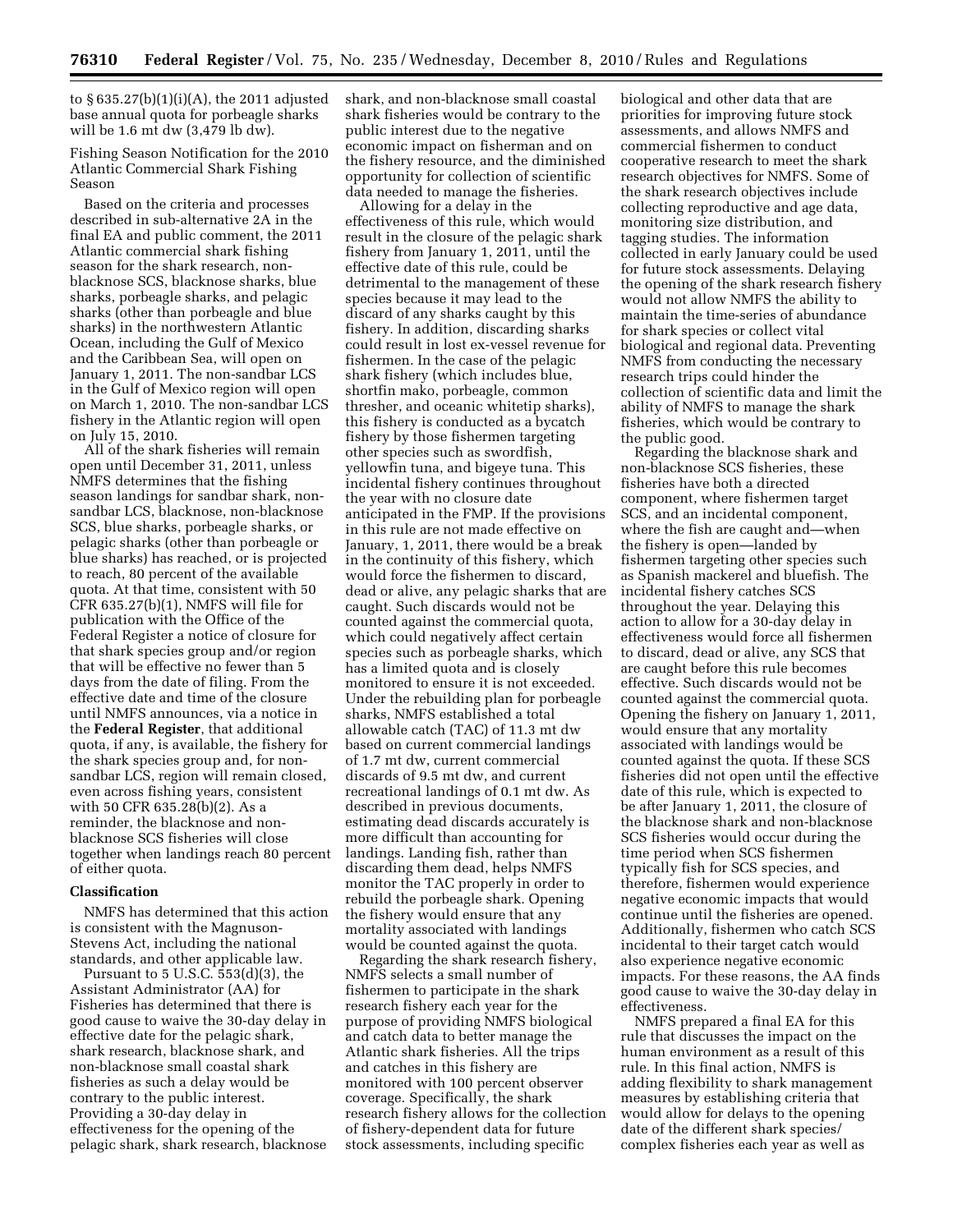to § 635.27(b)(1)(i)(A), the 2011 adjusted base annual quota for porbeagle sharks will be 1.6 mt dw (3,479 lb dw).

Fishing Season Notification for the 2010 Atlantic Commercial Shark Fishing Season

Based on the criteria and processes described in sub-alternative 2A in the final EA and public comment, the 2011 Atlantic commercial shark fishing season for the shark research, non-blacknose SCS, blacknose sharks, blue sharks, porbeagle sharks, and pelagic sharks (other than porbeagle and blue sharks) in the northwestern Atlantic Ocean, including the Gulf of Mexico and the Caribbean Sea, will open on January 1, 2011. The non-sandbar LCS in the Gulf of Mexico region will open on March 1, 2010. The non-sandbar LCS fishery in the Atlantic region will open on July 15, 2010.

All of the shark fisheries will remain open until December 31, 2011, unless NMFS determines that the fishing season landings for sandbar shark, non-sandbar LCS, blacknose, non-blacknose SCS, blue sharks, porbeagle sharks, or pelagic sharks (other than porbeagle or blue sharks) has reached, or is projected to reach, 80 percent of the available quota. At that time, consistent with 50 CFR 635.27(b)(1), NMFS will file for publication with the Office of the Federal Register a notice of closure for that shark species group and/or region that will be effective no fewer than 5 days from the date of filing. From the effective date and time of the closure until NMFS announces, via a notice in the **Federal Register**, that additional quota, if any, is available, the fishery for the shark species group and, for non-sandbar LCS, region will remain closed, even across fishing years, consistent with 50 CFR 635.28(b)(2). As a reminder, the blacknose and non-blacknose SCS fisheries will close together when landings reach 80 percent of either quota.

## Classification

NMFS has determined that this action is consistent with the Magnuson-Stevens Act, including the national standards, and other applicable law.

Pursuant to 5 U.S.C. 553(d)(3), the Assistant Administrator (AA) for Fisheries has determined that there is good cause to waive the 30-day delay in effective date for the pelagic shark, shark research, blacknose shark, and non-blacknose small coastal shark fisheries as such a delay would be contrary to the public interest. Providing a 30-day delay in effectiveness for the opening of the pelagic shark, shark research, blacknose shark, and non-blacknose small coastal shark fisheries would be contrary to the public interest due to the negative economic impact on fisherman and on the fishery resource, and the diminished opportunity for collection of scientific data needed to manage the fisheries.

Allowing for a delay in the effectiveness of this rule, which would result in the closure of the pelagic shark fishery from January 1, 2011, until the effective date of this rule, could be detrimental to the management of these species because it may lead to the discard of any sharks caught by this fishery. In addition, discarding sharks could result in lost ex-vessel revenue for fishermen. In the case of the pelagic shark fishery (which includes blue, shortfin mako, porbeagle, common thresher, and oceanic whitetip sharks), this fishery is conducted as a bycatch fishery by those fishermen targeting other species such as swordfish, yellowfin tuna, and bigeye tuna. This incidental fishery continues throughout the year with no closure date anticipated in the FMP. If the provisions in this rule are not made effective on January, 1, 2011, there would be a break in the continuity of this fishery, which would force the fishermen to discard, dead or alive, any pelagic sharks that are caught. Such discards would not be counted against the commercial quota, which could negatively affect certain species such as porbeagle sharks, which has a limited quota and is closely monitored to ensure it is not exceeded. Under the rebuilding plan for porbeagle sharks, NMFS established a total allowable catch (TAC) of 11.3 mt dw based on current commercial landings of 1.7 mt dw, current commercial discards of 9.5 mt dw, and current recreational landings of 0.1 mt dw. As described in previous documents, estimating dead discards accurately is more difficult than accounting for landings. Landing fish, rather than discarding them dead, helps NMFS monitor the TAC properly in order to rebuild the porbeagle shark. Opening the fishery would ensure that any mortality associated with landings would be counted against the quota.

Regarding the shark research fishery, NMFS selects a small number of fishermen to participate in the shark research fishery each year for the purpose of providing NMFS biological and catch data to better manage the Atlantic shark fisheries. All the trips and catches in this fishery are monitored with 100 percent observer coverage. Specifically, the shark research fishery allows for the collection of fishery-dependent data for future stock assessments, including specific biological and other data that are priorities for improving future stock assessments, and allows NMFS and commercial fishermen to conduct cooperative research to meet the shark research objectives for NMFS. Some of the shark research objectives include collecting reproductive and age data, monitoring size distribution, and tagging studies. The information collected in early January could be used for future stock assessments. Delaying the opening of the shark research fishery would not allow NMFS the ability to maintain the time-series of abundance for shark species or collect vital biological and regional data. Preventing NMFS from conducting the necessary research trips could hinder the collection of scientific data and limit the ability of NMFS to manage the shark fisheries, which would be contrary to the public good.

Regarding the blacknose shark and non-blacknose SCS fisheries, these fisheries have both a directed component, where fishermen target SCS, and an incidental component, where the fish are caught and—when the fishery is open—landed by fishermen targeting other species such as Spanish mackerel and bluefish. The incidental fishery catches SCS throughout the year. Delaying this action to allow for a 30-day delay in effectiveness would force all fishermen to discard, dead or alive, any SCS that are caught before this rule becomes effective. Such discards would not be counted against the commercial quota. Opening the fishery on January 1, 2011, would ensure that any mortality associated with landings would be counted against the quota. If these SCS fisheries did not open until the effective date of this rule, which is expected to be after January 1, 2011, the closure of the blacknose shark and non-blacknose SCS fisheries would occur during the time period when SCS fishermen typically fish for SCS species, and therefore, fishermen would experience negative economic impacts that would continue until the fisheries are opened. Additionally, fishermen who catch SCS incidental to their target catch would also experience negative economic impacts. For these reasons, the AA finds good cause to waive the 30-day delay in effectiveness.

NMFS prepared a final EA for this rule that discusses the impact on the human environment as a result of this rule. In this final action, NMFS is adding flexibility to shark management measures by establishing criteria that would allow for delays to the opening date of the different shark species/complex fisheries each year as well as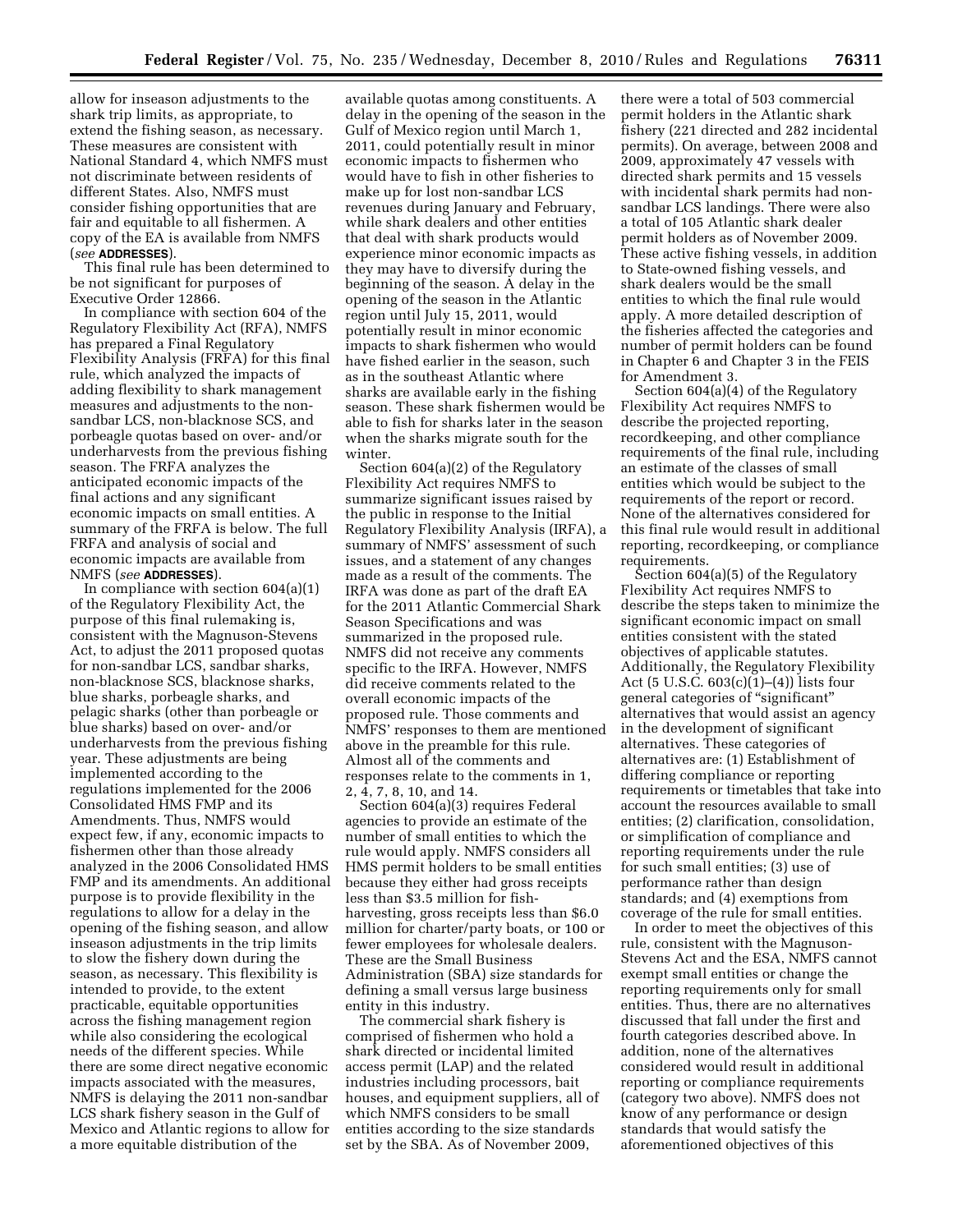allow for inseason adjustments to the shark trip limits, as appropriate, to extend the fishing season, as necessary. These measures are consistent with National Standard 4, which NMFS must not discriminate between residents of different States. Also, NMFS must consider fishing opportunities that are fair and equitable to all fishermen. A copy of the EA is available from NMFS (*see* **ADDRESSES**).

This final rule has been determined to be not significant for purposes of Executive Order 12866.

In compliance with section 604 of the Regulatory Flexibility Act (RFA), NMFS has prepared a Final Regulatory Flexibility Analysis (FRFA) for this final rule, which analyzed the impacts of adding flexibility to shark management measures and adjustments to the non-sandbar LCS, non-blacknose SCS, and porbeagle quotas based on over- and/or underharvests from the previous fishing season. The FRFA analyzes the anticipated economic impacts of the final actions and any significant economic impacts on small entities. A summary of the FRFA is below. The full FRFA and analysis of social and economic impacts are available from NMFS (*see* **ADDRESSES**).

In compliance with section 604(a)(1) of the Regulatory Flexibility Act, the purpose of this final rulemaking is, consistent with the Magnuson-Stevens Act, to adjust the 2011 proposed quotas for non-sandbar LCS, sandbar sharks, non-blacknose SCS, blacknose sharks, blue sharks, porbeagle sharks, and pelagic sharks (other than porbeagle or blue sharks) based on over- and/or underharvests from the previous fishing year. These adjustments are being implemented according to the regulations implemented for the 2006 Consolidated HMS FMP and its Amendments. Thus, NMFS would expect few, if any, economic impacts to fishermen other than those already analyzed in the 2006 Consolidated HMS FMP and its amendments. An additional purpose is to provide flexibility in the regulations to allow for a delay in the opening of the fishing season, and allow inseason adjustments in the trip limits to slow the fishery down during the season, as necessary. This flexibility is intended to provide, to the extent practicable, equitable opportunities across the fishing management region while also considering the ecological needs of the different species. While there are some direct negative economic impacts associated with the measures, NMFS is delaying the 2011 non-sandbar LCS shark fishery season in the Gulf of Mexico and Atlantic regions to allow for a more equitable distribution of the available quotas among constituents. A delay in the opening of the season in the Gulf of Mexico region until March 1, 2011, could potentially result in minor economic impacts to fishermen who would have to fish in other fisheries to make up for lost non-sandbar LCS revenues during January and February, while shark dealers and other entities that deal with shark products would experience minor economic impacts as they may have to diversify during the beginning of the season. A delay in the opening of the season in the Atlantic region until July 15, 2011, would potentially result in minor economic impacts to shark fishermen who would have fished earlier in the season, such as in the southeast Atlantic where sharks are available early in the fishing season. These shark fishermen would be able to fish for sharks later in the season when the sharks migrate south for the winter.

Section 604(a)(2) of the Regulatory Flexibility Act requires NMFS to summarize significant issues raised by the public in response to the Initial Regulatory Flexibility Analysis (IRFA), a summary of NMFS' assessment of such issues, and a statement of any changes made as a result of the comments. The IRFA was done as part of the draft EA for the 2011 Atlantic Commercial Shark Season Specifications and was summarized in the proposed rule. NMFS did not receive any comments specific to the IRFA. However, NMFS did receive comments related to the overall economic impacts of the proposed rule. Those comments and NMFS' responses to them are mentioned above in the preamble for this rule. Almost all of the comments and responses relate to the comments in 1, 2, 4, 7, 8, 10, and 14.

Section 604(a)(3) requires Federal agencies to provide an estimate of the number of small entities to which the rule would apply. NMFS considers all HMS permit holders to be small entities because they either had gross receipts less than $3.5 million for fish-harvesting, gross receipts less than $6.0 million for charter/party boats, or 100 or fewer employees for wholesale dealers. These are the Small Business Administration (SBA) size standards for defining a small versus large business entity in this industry.

The commercial shark fishery is comprised of fishermen who hold a shark directed or incidental limited access permit (LAP) and the related industries including processors, bait houses, and equipment suppliers, all of which NMFS considers to be small entities according to the size standards set by the SBA. As of November 2009, there were a total of 503 commercial permit holders in the Atlantic shark fishery (221 directed and 282 incidental permits). On average, between 2008 and 2009, approximately 47 vessels with directed shark permits and 15 vessels with incidental shark permits had non-sandbar LCS landings. There were also a total of 105 Atlantic shark dealer permit holders as of November 2009. These active fishing vessels, in addition to State-owned fishing vessels, and shark dealers would be the small entities to which the final rule would apply. A more detailed description of the fisheries affected the categories and number of permit holders can be found in Chapter 6 and Chapter 3 in the FEIS for Amendment 3.

Section 604(a)(4) of the Regulatory Flexibility Act requires NMFS to describe the projected reporting, recordkeeping, and other compliance requirements of the final rule, including an estimate of the classes of small entities which would be subject to the requirements of the report or record. None of the alternatives considered for this final rule would result in additional reporting, recordkeeping, or compliance requirements.

Section 604(a)(5) of the Regulatory Flexibility Act requires NMFS to describe the steps taken to minimize the significant economic impact on small entities consistent with the stated objectives of applicable statutes. Additionally, the Regulatory Flexibility Act (5 U.S.C. 603(c)(1)–(4)) lists four general categories of "significant" alternatives that would assist an agency in the development of significant alternatives. These categories of alternatives are: (1) Establishment of differing compliance or reporting requirements or timetables that take into account the resources available to small entities; (2) clarification, consolidation, or simplification of compliance and reporting requirements under the rule for such small entities; (3) use of performance rather than design standards; and (4) exemptions from coverage of the rule for small entities.

In order to meet the objectives of this rule, consistent with the Magnuson-Stevens Act and the ESA, NMFS cannot exempt small entities or change the reporting requirements only for small entities. Thus, there are no alternatives discussed that fall under the first and fourth categories described above. In addition, none of the alternatives considered would result in additional reporting or compliance requirements (category two above). NMFS does not know of any performance or design standards that would satisfy the aforementioned objectives of this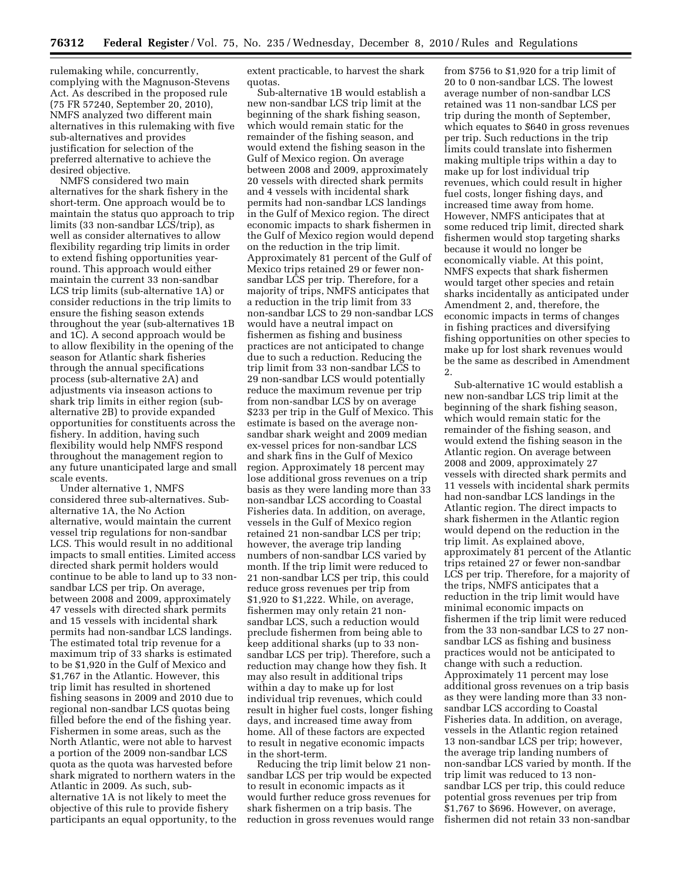rulemaking while, concurrently, complying with the Magnuson-Stevens Act. As described in the proposed rule (75 FR 57240, September 20, 2010), NMFS analyzed two different main alternatives in this rulemaking with five sub-alternatives and provides justification for selection of the preferred alternative to achieve the desired objective.

NMFS considered two main alternatives for the shark fishery in the short-term. One approach would be to maintain the status quo approach to trip limits (33 non-sandbar LCS/trip), as well as consider alternatives to allow flexibility regarding trip limits in order to extend fishing opportunities year-round. This approach would either maintain the current 33 non-sandbar LCS trip limits (sub-alternative 1A) or consider reductions in the trip limits to ensure the fishing season extends throughout the year (sub-alternatives 1B and 1C). A second approach would be to allow flexibility in the opening of the season for Atlantic shark fisheries through the annual specifications process (sub-alternative 2A) and adjustments via inseason actions to shark trip limits in either region (sub-alternative 2B) to provide expanded opportunities for constituents across the fishery. In addition, having such flexibility would help NMFS respond throughout the management region to any future unanticipated large and small scale events.

Under alternative 1, NMFS considered three sub-alternatives. Sub-alternative 1A, the No Action alternative, would maintain the current vessel trip regulations for non-sandbar LCS. This would result in no additional impacts to small entities. Limited access directed shark permit holders would continue to be able to land up to 33 non-sandbar LCS per trip. On average, between 2008 and 2009, approximately 47 vessels with directed shark permits and 15 vessels with incidental shark permits had non-sandbar LCS landings. The estimated total trip revenue for a maximum trip of 33 sharks is estimated to be $1,920 in the Gulf of Mexico and $1,767 in the Atlantic. However, this trip limit has resulted in shortened fishing seasons in 2009 and 2010 due to regional non-sandbar LCS quotas being filled before the end of the fishing year. Fishermen in some areas, such as the North Atlantic, were not able to harvest a portion of the 2009 non-sandbar LCS quota as the quota was harvested before shark migrated to northern waters in the Atlantic in 2009. As such, sub-alternative 1A is not likely to meet the objective of this rule to provide fishery participants an equal opportunity, to the extent practicable, to harvest the shark quotas.

Sub-alternative 1B would establish a new non-sandbar LCS trip limit at the beginning of the shark fishing season, which would remain static for the remainder of the fishing season, and would extend the fishing season in the Gulf of Mexico region. On average between 2008 and 2009, approximately 20 vessels with directed shark permits and 4 vessels with incidental shark permits had non-sandbar LCS landings in the Gulf of Mexico region. The direct economic impacts to shark fishermen in the Gulf of Mexico region would depend on the reduction in the trip limit. Approximately 81 percent of the Gulf of Mexico trips retained 29 or fewer non-sandbar LCS per trip. Therefore, for a majority of trips, NMFS anticipates that a reduction in the trip limit from 33 non-sandbar LCS to 29 non-sandbar LCS would have a neutral impact on fishermen as fishing and business practices are not anticipated to change due to such a reduction. Reducing the trip limit from 33 non-sandbar LCS to 29 non-sandbar LCS would potentially reduce the maximum revenue per trip from non-sandbar LCS by on average $233 per trip in the Gulf of Mexico. This estimate is based on the average non-sandbar shark weight and 2009 median ex-vessel prices for non-sandbar LCS and shark fins in the Gulf of Mexico region. Approximately 18 percent may lose additional gross revenues on a trip basis as they were landing more than 33 non-sandbar LCS according to Coastal Fisheries data. In addition, on average, vessels in the Gulf of Mexico region retained 21 non-sandbar LCS per trip; however, the average trip landing numbers of non-sandbar LCS varied by month. If the trip limit were reduced to 21 non-sandbar LCS per trip, this could reduce gross revenues per trip from $1,920 to $1,222. While, on average, fishermen may only retain 21 non-sandbar LCS, such a reduction would preclude fishermen from being able to keep additional sharks (up to 33 non-sandbar LCS per trip). Therefore, such a reduction may change how they fish. It may also result in additional trips within a day to make up for lost individual trip revenues, which could result in higher fuel costs, longer fishing days, and increased time away from home. All of these factors are expected to result in negative economic impacts in the short-term.

Reducing the trip limit below 21 non-sandbar LCS per trip would be expected to result in economic impacts as it would further reduce gross revenues for shark fishermen on a trip basis. The reduction in gross revenues would range from $756 to $1,920 for a trip limit of 20 to 0 non-sandbar LCS. The lowest average number of non-sandbar LCS retained was 11 non-sandbar LCS per trip during the month of September, which equates to $640 in gross revenues per trip. Such reductions in the trip limits could translate into fishermen making multiple trips within a day to make up for lost individual trip revenues, which could result in higher fuel costs, longer fishing days, and increased time away from home. However, NMFS anticipates that at some reduced trip limit, directed shark fishermen would stop targeting sharks because it would no longer be economically viable. At this point, NMFS expects that shark fishermen would target other species and retain sharks incidentally as anticipated under Amendment 2, and, therefore, the economic impacts in terms of changes in fishing practices and diversifying fishing opportunities on other species to make up for lost shark revenues would be the same as described in Amendment 2.

Sub-alternative 1C would establish a new non-sandbar LCS trip limit at the beginning of the shark fishing season, which would remain static for the remainder of the fishing season, and would extend the fishing season in the Atlantic region. On average between 2008 and 2009, approximately 27 vessels with directed shark permits and 11 vessels with incidental shark permits had non-sandbar LCS landings in the Atlantic region. The direct impacts to shark fishermen in the Atlantic region would depend on the reduction in the trip limit. As explained above, approximately 81 percent of the Atlantic trips retained 27 or fewer non-sandbar LCS per trip. Therefore, for a majority of the trips, NMFS anticipates that a reduction in the trip limit would have minimal economic impacts on fishermen if the trip limit were reduced from the 33 non-sandbar LCS to 27 non-sandbar LCS as fishing and business practices would not be anticipated to change with such a reduction. Approximately 11 percent may lose additional gross revenues on a trip basis as they were landing more than 33 non-sandbar LCS according to Coastal Fisheries data. In addition, on average, vessels in the Atlantic region retained 13 non-sandbar LCS per trip; however, the average trip landing numbers of non-sandbar LCS varied by month. If the trip limit was reduced to 13 non-sandbar LCS per trip, this could reduce potential gross revenues per trip from $1,767 to $696. However, on average, fishermen did not retain 33 non-sandbar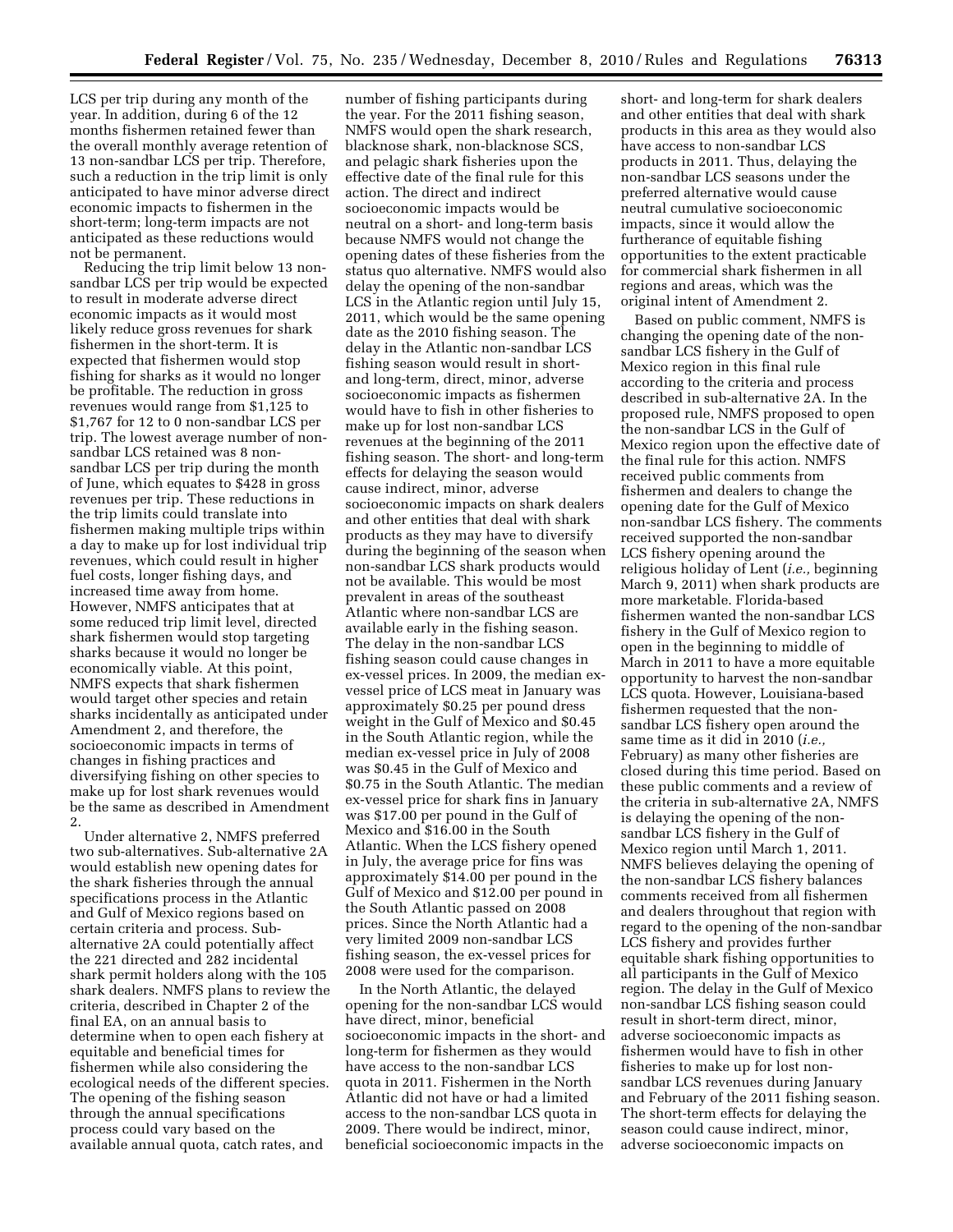LCS per trip during any month of the year. In addition, during 6 of the 12 months fishermen retained fewer than the overall monthly average retention of 13 non-sandbar LCS per trip. Therefore, such a reduction in the trip limit is only anticipated to have minor adverse direct economic impacts to fishermen in the short-term; long-term impacts are not anticipated as these reductions would not be permanent.

Reducing the trip limit below 13 non-sandbar LCS per trip would be expected to result in moderate adverse direct economic impacts as it would most likely reduce gross revenues for shark fishermen in the short-term. It is expected that fishermen would stop fishing for sharks as it would no longer be profitable. The reduction in gross revenues would range from $1,125 to $1,767 for 12 to 0 non-sandbar LCS per trip. The lowest average number of non-sandbar LCS retained was 8 non-sandbar LCS per trip during the month of June, which equates to $428 in gross revenues per trip. These reductions in the trip limits could translate into fishermen making multiple trips within a day to make up for lost individual trip revenues, which could result in higher fuel costs, longer fishing days, and increased time away from home. However, NMFS anticipates that at some reduced trip limit level, directed shark fishermen would stop targeting sharks because it would no longer be economically viable. At this point, NMFS expects that shark fishermen would target other species and retain sharks incidentally as anticipated under Amendment 2, and therefore, the socioeconomic impacts in terms of changes in fishing practices and diversifying fishing on other species to make up for lost shark revenues would be the same as described in Amendment 2.

Under alternative 2, NMFS preferred two sub-alternatives. Sub-alternative 2A would establish new opening dates for the shark fisheries through the annual specifications process in the Atlantic and Gulf of Mexico regions based on certain criteria and process. Sub-alternative 2A could potentially affect the 221 directed and 282 incidental shark permit holders along with the 105 shark dealers. NMFS plans to review the criteria, described in Chapter 2 of the final EA, on an annual basis to determine when to open each fishery at equitable and beneficial times for fishermen while also considering the ecological needs of the different species. The opening of the fishing season through the annual specifications process could vary based on the available annual quota, catch rates, and number of fishing participants during the year. For the 2011 fishing season, NMFS would open the shark research, blacknose shark, non-blacknose SCS, and pelagic shark fisheries upon the effective date of the final rule for this action. The direct and indirect socioeconomic impacts would be neutral on a short- and long-term basis because NMFS would not change the opening dates of these fisheries from the status quo alternative. NMFS would also delay the opening of the non-sandbar LCS in the Atlantic region until July 15, 2011, which would be the same opening date as the 2010 fishing season. The delay in the Atlantic non-sandbar LCS fishing season would result in short- and long-term, direct, minor, adverse socioeconomic impacts as fishermen would have to fish in other fisheries to make up for lost non-sandbar LCS revenues at the beginning of the 2011 fishing season. The short- and long-term effects for delaying the season would cause indirect, minor, adverse socioeconomic impacts on shark dealers and other entities that deal with shark products as they may have to diversify during the beginning of the season when non-sandbar LCS shark products would not be available. This would be most prevalent in areas of the southeast Atlantic where non-sandbar LCS are available early in the fishing season. The delay in the non-sandbar LCS fishing season could cause changes in ex-vessel prices. In 2009, the median ex-vessel price of LCS meat in January was approximately $0.25 per pound dress weight in the Gulf of Mexico and $0.45 in the South Atlantic region, while the median ex-vessel price in July of 2008 was $0.45 in the Gulf of Mexico and $0.75 in the South Atlantic. The median ex-vessel price for shark fins in January was $17.00 per pound in the Gulf of Mexico and $16.00 in the South Atlantic. When the LCS fishery opened in July, the average price for fins was approximately $14.00 per pound in the Gulf of Mexico and $12.00 per pound in the South Atlantic passed on 2008 prices. Since the North Atlantic had a very limited 2009 non-sandbar LCS fishing season, the ex-vessel prices for 2008 were used for the comparison.

In the North Atlantic, the delayed opening for the non-sandbar LCS would have direct, minor, beneficial socioeconomic impacts in the short- and long-term for fishermen as they would have access to the non-sandbar LCS quota in 2011. Fishermen in the North Atlantic did not have or had a limited access to the non-sandbar LCS quota in 2009. There would be indirect, minor, beneficial socioeconomic impacts in the short- and long-term for shark dealers and other entities that deal with shark products in this area as they would also have access to non-sandbar LCS products in 2011. Thus, delaying the non-sandbar LCS seasons under the preferred alternative would cause neutral cumulative socioeconomic impacts, since it would allow the furtherance of equitable fishing opportunities to the extent practicable for commercial shark fishermen in all regions and areas, which was the original intent of Amendment 2.

Based on public comment, NMFS is changing the opening date of the non-sandbar LCS fishery in the Gulf of Mexico region in this final rule according to the criteria and process described in sub-alternative 2A. In the proposed rule, NMFS proposed to open the non-sandbar LCS in the Gulf of Mexico region upon the effective date of the final rule for this action. NMFS received public comments from fishermen and dealers to change the opening date for the Gulf of Mexico non-sandbar LCS fishery. The comments received supported the non-sandbar LCS fishery opening around the religious holiday of Lent (*i.e.,* beginning March 9, 2011) when shark products are more marketable. Florida-based fishermen wanted the non-sandbar LCS fishery in the Gulf of Mexico region to open in the beginning to middle of March in 2011 to have a more equitable opportunity to harvest the non-sandbar LCS quota. However, Louisiana-based fishermen requested that the non-sandbar LCS fishery open around the same time as it did in 2010 (*i.e.,* February) as many other fisheries are closed during this time period. Based on these public comments and a review of the criteria in sub-alternative 2A, NMFS is delaying the opening of the non-sandbar LCS fishery in the Gulf of Mexico region until March 1, 2011. NMFS believes delaying the opening of the non-sandbar LCS fishery balances comments received from all fishermen and dealers throughout that region with regard to the opening of the non-sandbar LCS fishery and provides further equitable shark fishing opportunities to all participants in the Gulf of Mexico region. The delay in the Gulf of Mexico non-sandbar LCS fishing season could result in short-term direct, minor, adverse socioeconomic impacts as fishermen would have to fish in other fisheries to make up for lost non-sandbar LCS revenues during January and February of the 2011 fishing season. The short-term effects for delaying the season could cause indirect, minor, adverse socioeconomic impacts on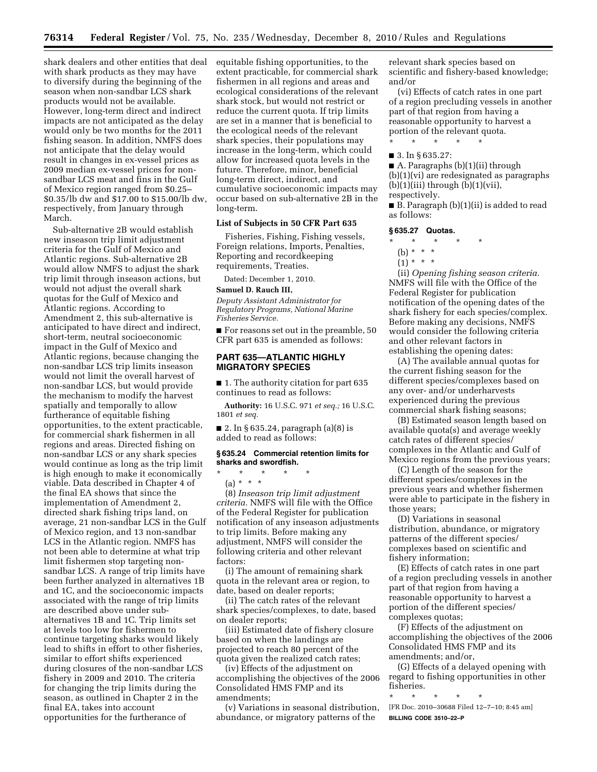shark dealers and other entities that deal with shark products as they may have to diversify during the beginning of the season when non-sandbar LCS shark products would not be available. However, long-term direct and indirect impacts are not anticipated as the delay would only be two months for the 2011 fishing season. In addition, NMFS does not anticipate that the delay would result in changes in ex-vessel prices as 2009 median ex-vessel prices for non-sandbar LCS meat and fins in the Gulf of Mexico region ranged from $0.25–$0.35/lb dw and $17.00 to $15.00/lb dw, respectively, from January through March.

Sub-alternative 2B would establish new inseason trip limit adjustment criteria for the Gulf of Mexico and Atlantic regions. Sub-alternative 2B would allow NMFS to adjust the shark trip limit through inseason actions, but would not adjust the overall shark quotas for the Gulf of Mexico and Atlantic regions. According to Amendment 2, this sub-alternative is anticipated to have direct and indirect, short-term, neutral socioeconomic impact in the Gulf of Mexico and Atlantic regions, because changing the non-sandbar LCS trip limits inseason would not limit the overall harvest of non-sandbar LCS, but would provide the mechanism to modify the harvest spatially and temporally to allow furtherance of equitable fishing opportunities, to the extent practicable, for commercial shark fishermen in all regions and areas. Directed fishing on non-sandbar LCS or any shark species would continue as long as the trip limit is high enough to make it economically viable. Data described in Chapter 4 of the final EA shows that since the implementation of Amendment 2, directed shark fishing trips land, on average, 21 non-sandbar LCS in the Gulf of Mexico region, and 13 non-sandbar LCS in the Atlantic region. NMFS has not been able to determine at what trip limit fishermen stop targeting non-sandbar LCS. A range of trip limits have been further analyzed in alternatives 1B and 1C, and the socioeconomic impacts associated with the range of trip limits are described above under sub-alternatives 1B and 1C. Trip limits set at levels too low for fishermen to continue targeting sharks would likely lead to shifts in effort to other fisheries, similar to effort shifts experienced during closures of the non-sandbar LCS fishery in 2009 and 2010. The criteria for changing the trip limits during the season, as outlined in Chapter 2 in the final EA, takes into account opportunities for the furtherance of equitable fishing opportunities, to the extent practicable, for commercial shark fishermen in all regions and areas and ecological considerations of the relevant shark stock, but would not restrict or reduce the current quota. If trip limits are set in a manner that is beneficial to the ecological needs of the relevant shark species, their populations may increase in the long-term, which could allow for increased quota levels in the future. Therefore, minor, beneficial long-term direct, indirect, and cumulative socioeconomic impacts may occur based on sub-alternative 2B in the long-term.

**List of Subjects in 50 CFR Part 635**

Fisheries, Fishing, Fishing vessels, Foreign relations, Imports, Penalties, Reporting and recordkeeping requirements, Treaties.

Dated: December 1, 2010.

**Samuel D. Rauch III,**

*Deputy Assistant Administrator for Regulatory Programs, National Marine Fisheries Service.*

■ For reasons set out in the preamble, 50 CFR part 635 is amended as follows:

## PART 635—ATLANTIC HIGHLY MIGRATORY SPECIES

■ 1. The authority citation for part 635 continues to read as follows:

**Authority:** 16 U.S.C. 971 *et seq.;* 16 U.S.C. 1801 *et seq.*

■ 2. In § 635.24, paragraph (a)(8) is added to read as follows:

### § 635.24 Commercial retention limits for sharks and swordfish.

\* \* \* \* \*

(a) \* \* \*

(8) *Inseason trip limit adjustment criteria.* NMFS will file with the Office of the Federal Register for publication notification of any inseason adjustments to trip limits. Before making any adjustment, NMFS will consider the following criteria and other relevant factors:

(i) The amount of remaining shark quota in the relevant area or region, to date, based on dealer reports;

(ii) The catch rates of the relevant shark species/complexes, to date, based on dealer reports;

(iii) Estimated date of fishery closure based on when the landings are projected to reach 80 percent of the quota given the realized catch rates;

(iv) Effects of the adjustment on accomplishing the objectives of the 2006 Consolidated HMS FMP and its amendments;

(v) Variations in seasonal distribution, abundance, or migratory patterns of the relevant shark species based on scientific and fishery-based knowledge; and/or

(vi) Effects of catch rates in one part of a region precluding vessels in another part of that region from having a reasonable opportunity to harvest a portion of the relevant quota.

\* \* \* \* \*

■ 3. In § 635.27:

■ A. Paragraphs (b)(1)(ii) through (b)(1)(vi) are redesignated as paragraphs (b)(1)(iii) through (b)(1)(vii), respectively.

■ B. Paragraph (b)(1)(ii) is added to read as follows:

### § 635.27 Quotas.

\* \* \* \* \*

(b) \* \* \*

(1) \* \* \*

(ii) *Opening fishing season criteria.* NMFS will file with the Office of the Federal Register for publication notification of the opening dates of the shark fishery for each species/complex. Before making any decisions, NMFS would consider the following criteria and other relevant factors in establishing the opening dates:

(A) The available annual quotas for the current fishing season for the different species/complexes based on any over- and/or underharvests experienced during the previous commercial shark fishing seasons;

(B) Estimated season length based on available quota(s) and average weekly catch rates of different species/complexes in the Atlantic and Gulf of Mexico regions from the previous years;

(C) Length of the season for the different species/complexes in the previous years and whether fishermen were able to participate in the fishery in those years;

(D) Variations in seasonal distribution, abundance, or migratory patterns of the different species/complexes based on scientific and fishery information;

(E) Effects of catch rates in one part of a region precluding vessels in another part of that region from having a reasonable opportunity to harvest a portion of the different species/complexes quotas;

(F) Effects of the adjustment on accomplishing the objectives of the 2006 Consolidated HMS FMP and its amendments; and/or,

(G) Effects of a delayed opening with regard to fishing opportunities in other fisheries.

\* \* \* \* \*

[FR Doc. 2010–30688 Filed 12–7–10; 8:45 am]

**BILLING CODE 3510–22–P**